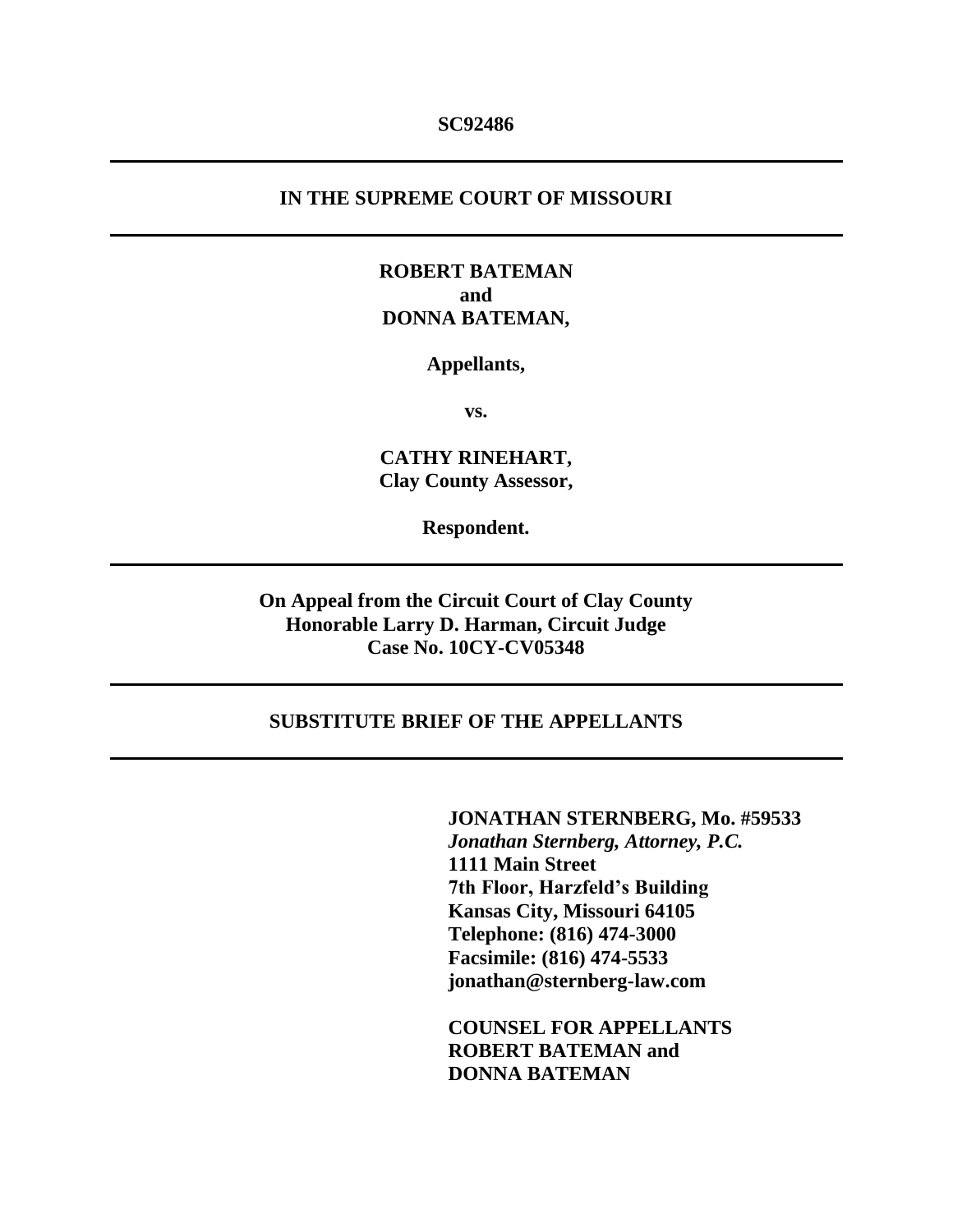**SC92486**

---

# IN THE SUPREME COURT OF MISSOURI

---

**ROBERT BATEMAN**
**and**
**DONNA BATEMAN,**

**Appellants,**

**vs.**

**CATHY RINEHART,**
**Clay County Assessor,**

**Respondent.**

---

**On Appeal from the Circuit Court of Clay County**
**Honorable Larry D. Harman, Circuit Judge**
**Case No. 10CY-CV05348**

---

## SUBSTITUTE BRIEF OF THE APPELLANTS

---

**JONATHAN STERNBERG, Mo. #59533**
***Jonathan Sternberg, Attorney, P.C.***
**1111 Main Street**
**7th Floor, Harzfeld's Building**
**Kansas City, Missouri 64105**
**Telephone: (816) 474-3000**
**Facsimile: (816) 474-5533**
**jonathan@sternberg-law.com**

**COUNSEL FOR APPELLANTS**
**ROBERT BATEMAN and**
**DONNA BATEMAN**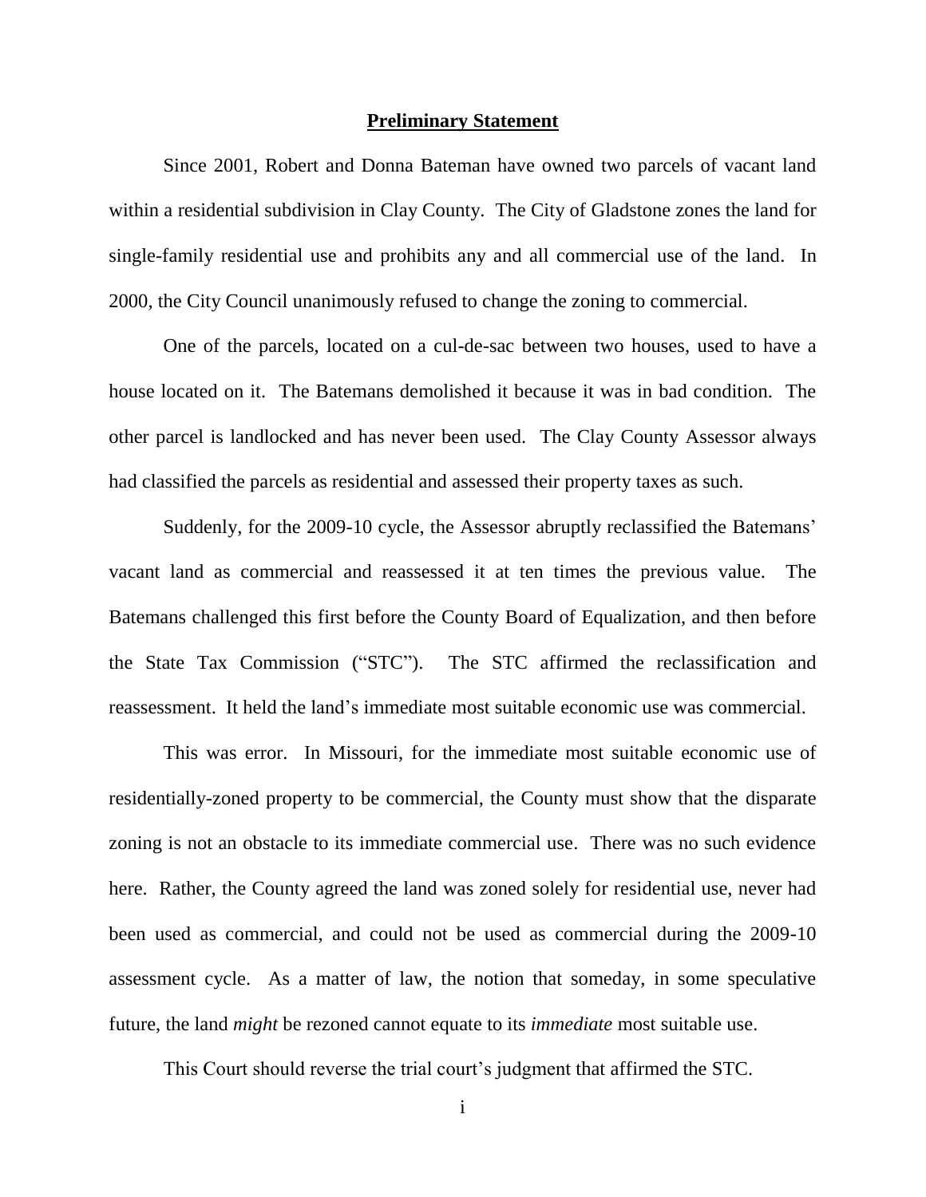## Preliminary Statement

Since 2001, Robert and Donna Bateman have owned two parcels of vacant land within a residential subdivision in Clay County. The City of Gladstone zones the land for single-family residential use and prohibits any and all commercial use of the land. In 2000, the City Council unanimously refused to change the zoning to commercial.

One of the parcels, located on a cul-de-sac between two houses, used to have a house located on it. The Batemans demolished it because it was in bad condition. The other parcel is landlocked and has never been used. The Clay County Assessor always had classified the parcels as residential and assessed their property taxes as such.

Suddenly, for the 2009-10 cycle, the Assessor abruptly reclassified the Batemans' vacant land as commercial and reassessed it at ten times the previous value. The Batemans challenged this first before the County Board of Equalization, and then before the State Tax Commission ("STC"). The STC affirmed the reclassification and reassessment. It held the land's immediate most suitable economic use was commercial.

This was error. In Missouri, for the immediate most suitable economic use of residentially-zoned property to be commercial, the County must show that the disparate zoning is not an obstacle to its immediate commercial use. There was no such evidence here. Rather, the County agreed the land was zoned solely for residential use, never had been used as commercial, and could not be used as commercial during the 2009-10 assessment cycle. As a matter of law, the notion that someday, in some speculative future, the land *might* be rezoned cannot equate to its *immediate* most suitable use.

This Court should reverse the trial court's judgment that affirmed the STC.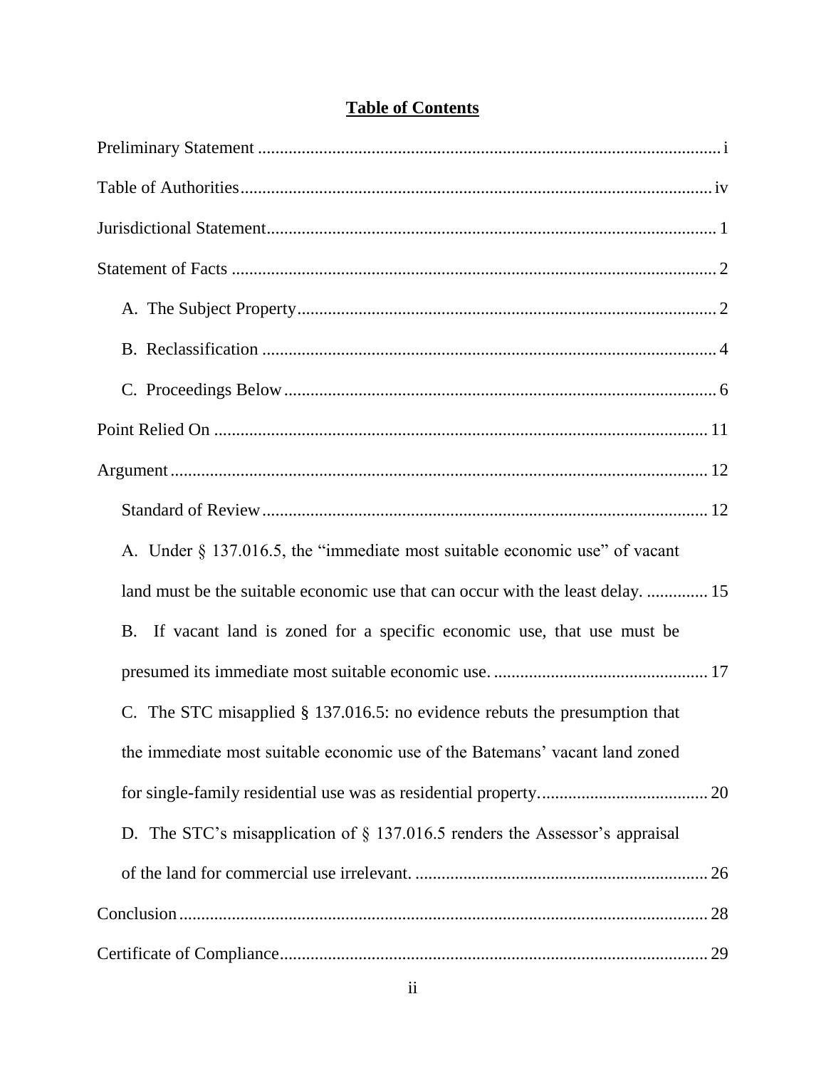# Table of Contents

Preliminary Statement ........................................................................................................ i

Table of Authorities........................................................................................................... iv

Jurisdictional Statement...................................................................................................... 1

Statement of Facts ............................................................................................................. 2

A. The Subject Property.............................................................................................. 2

B. Reclassification ...................................................................................................... 4

C. Proceedings Below.................................................................................................. 6

Point Relied On ................................................................................................................ 11

Argument .......................................................................................................................... 12

Standard of Review..................................................................................................... 12

A. Under § 137.016.5, the "immediate most suitable economic use" of vacant land must be the suitable economic use that can occur with the least delay. .............. 15

B. If vacant land is zoned for a specific economic use, that use must be presumed its immediate most suitable economic use. ................................................. 17

C. The STC misapplied § 137.016.5: no evidence rebuts the presumption that the immediate most suitable economic use of the Batemans' vacant land zoned for single-family residential use was as residential property....................................... 20

D. The STC's misapplication of § 137.016.5 renders the Assessor's appraisal of the land for commercial use irrelevant. .................................................................. 26

Conclusion ........................................................................................................................ 28

Certificate of Compliance.................................................................................................. 29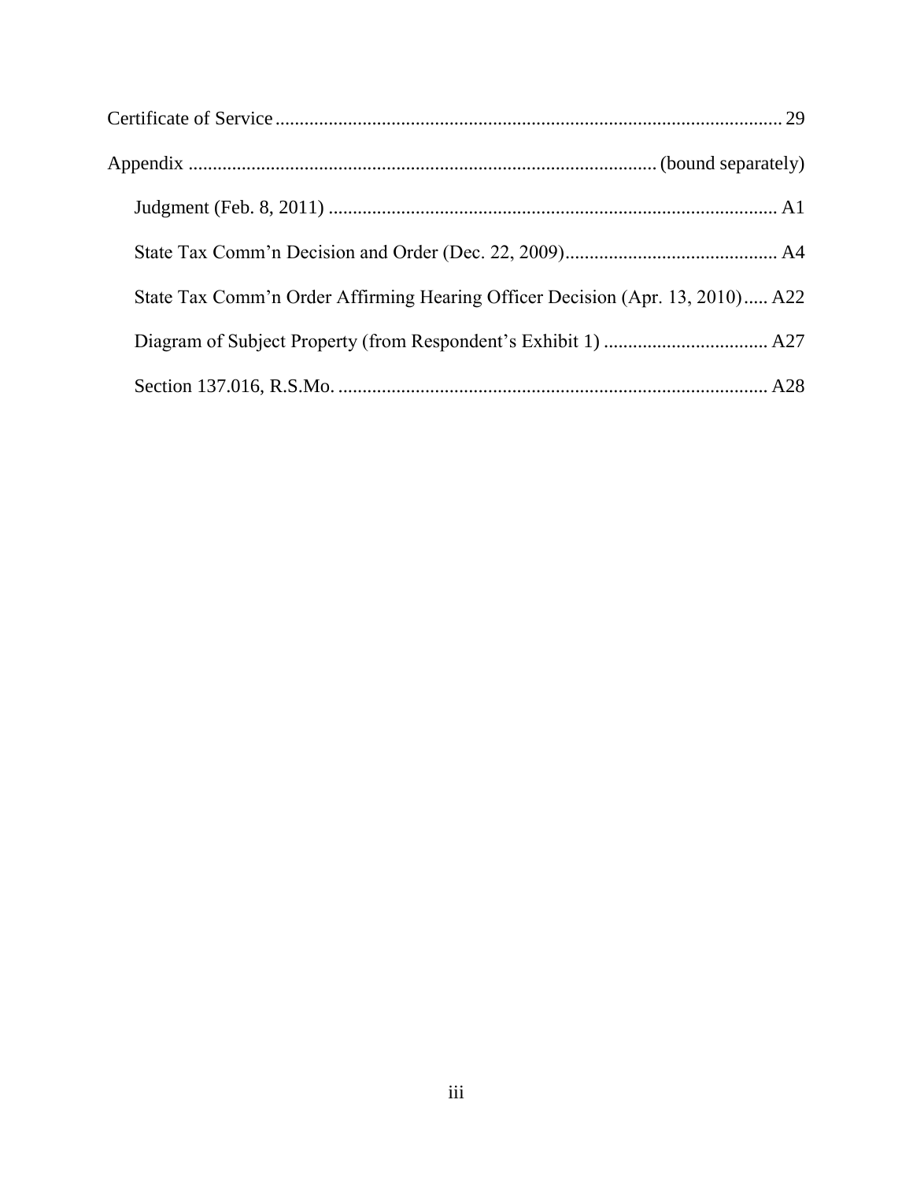Certificate of Service ........................................................................................................ 29

Appendix ................................................................................................ (bound separately)

Judgment (Feb. 8, 2011) ............................................................................................ A1

State Tax Comm'n Decision and Order (Dec. 22, 2009)............................................ A4

State Tax Comm'n Order Affirming Hearing Officer Decision (Apr. 13, 2010)..... A22

Diagram of Subject Property (from Respondent's Exhibit 1) .................................. A27

Section 137.016, R.S.Mo. ........................................................................................ A28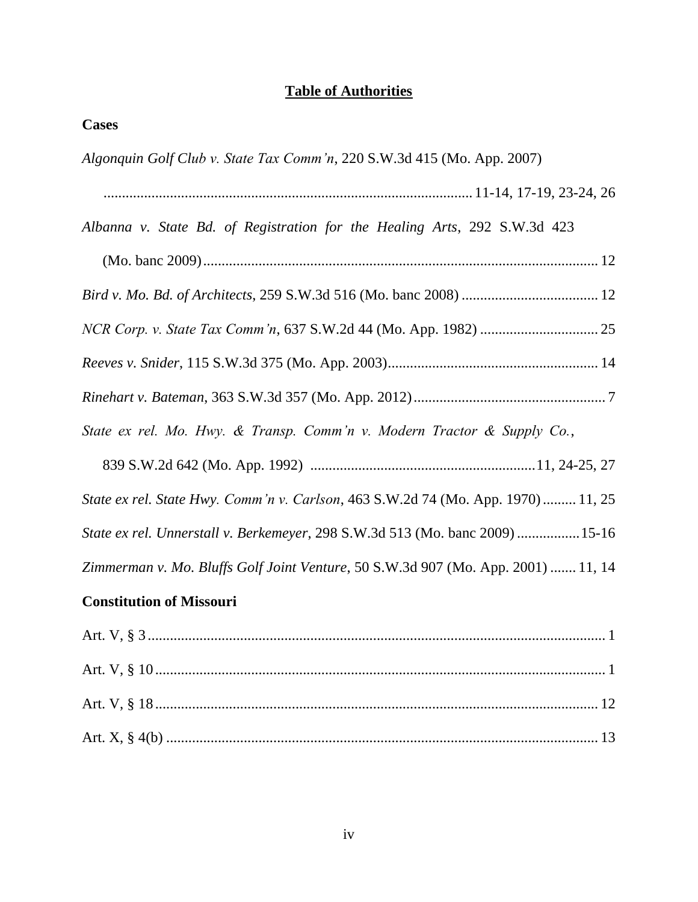# **Table of Authorities**

## **Cases**

*Algonquin Golf Club v. State Tax Comm'n*, 220 S.W.3d 415 (Mo. App. 2007) ................................................................................................ 11-14, 17-19, 23-24, 26

*Albanna v. State Bd. of Registration for the Healing Arts*, 292 S.W.3d 423 (Mo. banc 2009)........................................................................................................ 12

*Bird v. Mo. Bd. of Architects*, 259 S.W.3d 516 (Mo. banc 2008) ..................................... 12

*NCR Corp. v. State Tax Comm'n*, 637 S.W.2d 44 (Mo. App. 1982) ................................ 25

*Reeves v. Snider*, 115 S.W.3d 375 (Mo. App. 2003)......................................................... 14

*Rinehart v. Bateman*, 363 S.W.3d 357 (Mo. App. 2012).................................................... 7

*State ex rel. Mo. Hwy. & Transp. Comm'n v. Modern Tractor & Supply Co.*, 839 S.W.2d 642 (Mo. App. 1992) ............................................................11, 24-25, 27

*State ex rel. State Hwy. Comm'n v. Carlson*, 463 S.W.2d 74 (Mo. App. 1970) ......... 11, 25

*State ex rel. Unnerstall v. Berkemeyer*, 298 S.W.3d 513 (Mo. banc 2009) .................15-16

*Zimmerman v. Mo. Bluffs Golf Joint Venture*, 50 S.W.3d 907 (Mo. App. 2001) ....... 11, 14

## **Constitution of Missouri**

Art. V, § 3 ........................................................................................................................... 1

Art. V, § 10 ......................................................................................................................... 1

Art. V, § 18 ....................................................................................................................... 12

Art. X, § 4(b) ..................................................................................................................... 13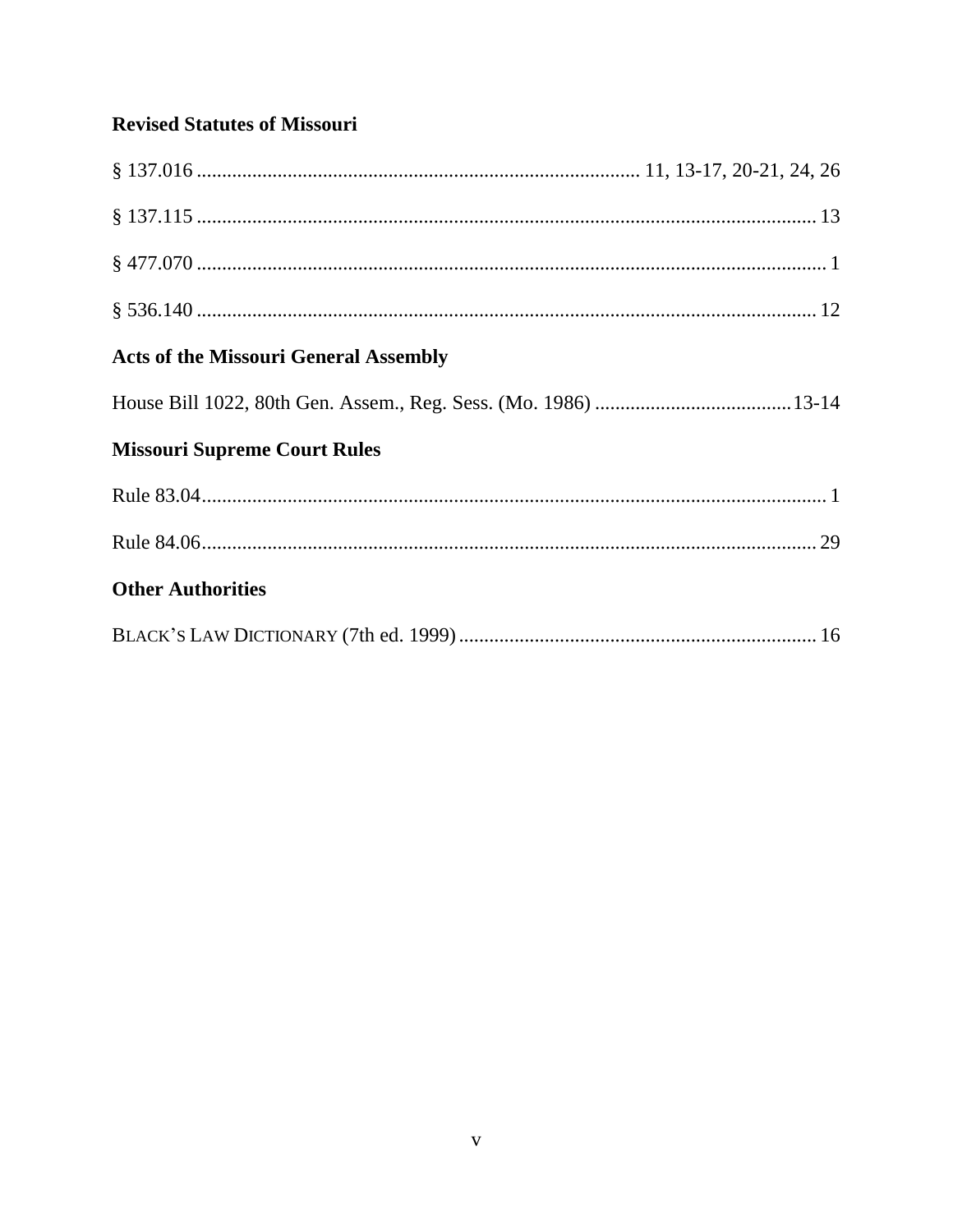**Revised Statutes of Missouri**

§ 137.016 ....................................................................................... 11, 13-17, 20-21, 24, 26

§ 137.115 ......................................................................................................................... 13

§ 477.070 ........................................................................................................................... 1

§ 536.140 ......................................................................................................................... 12

**Acts of the Missouri General Assembly**

House Bill 1022, 80th Gen. Assem., Reg. Sess. (Mo. 1986) .......................................13-14

**Missouri Supreme Court Rules**

Rule 83.04........................................................................................................................... 1

Rule 84.06......................................................................................................................... 29

**Other Authorities**

BLACK'S LAW DICTIONARY (7th ed. 1999) ...................................................................... 16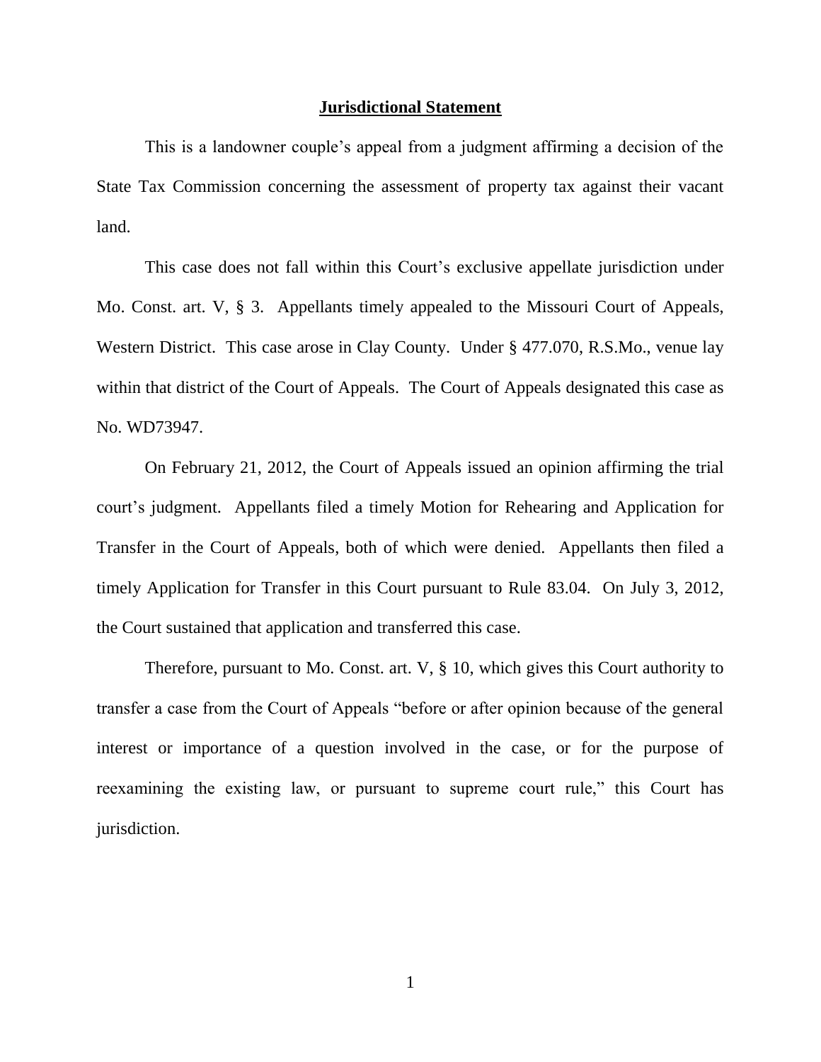## **Jurisdictional Statement**

This is a landowner couple's appeal from a judgment affirming a decision of the State Tax Commission concerning the assessment of property tax against their vacant land.

This case does not fall within this Court's exclusive appellate jurisdiction under Mo. Const. art. V, § 3. Appellants timely appealed to the Missouri Court of Appeals, Western District. This case arose in Clay County. Under § 477.070, R.S.Mo., venue lay within that district of the Court of Appeals. The Court of Appeals designated this case as No. WD73947.

On February 21, 2012, the Court of Appeals issued an opinion affirming the trial court's judgment. Appellants filed a timely Motion for Rehearing and Application for Transfer in the Court of Appeals, both of which were denied. Appellants then filed a timely Application for Transfer in this Court pursuant to Rule 83.04. On July 3, 2012, the Court sustained that application and transferred this case.

Therefore, pursuant to Mo. Const. art. V, § 10, which gives this Court authority to transfer a case from the Court of Appeals "before or after opinion because of the general interest or importance of a question involved in the case, or for the purpose of reexamining the existing law, or pursuant to supreme court rule," this Court has jurisdiction.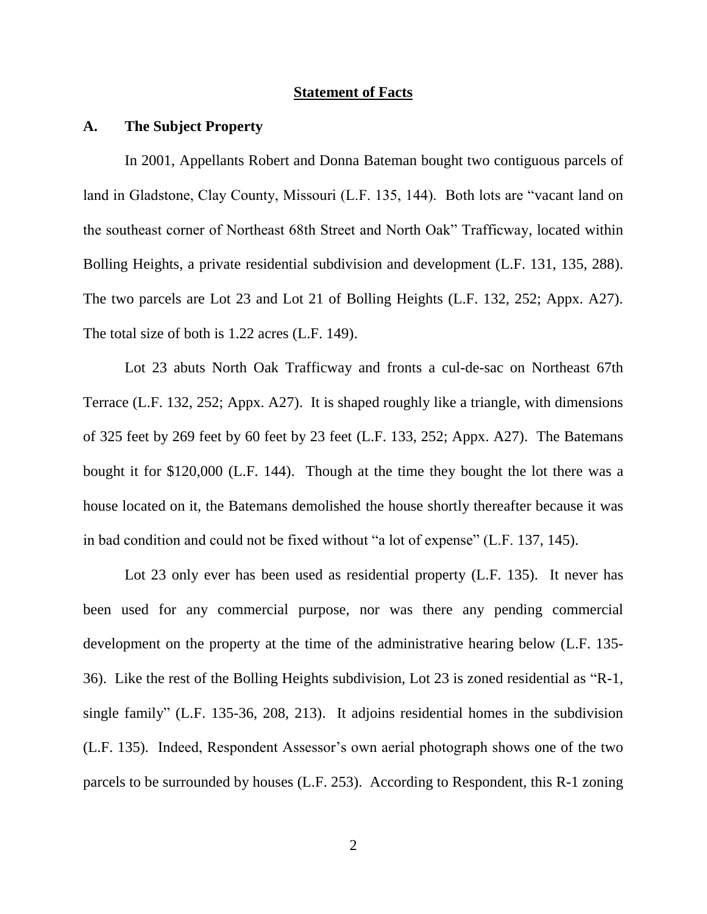## Statement of Facts

### A. The Subject Property

In 2001, Appellants Robert and Donna Bateman bought two contiguous parcels of land in Gladstone, Clay County, Missouri (L.F. 135, 144). Both lots are "vacant land on the southeast corner of Northeast 68th Street and North Oak" Trafficway, located within Bolling Heights, a private residential subdivision and development (L.F. 131, 135, 288). The two parcels are Lot 23 and Lot 21 of Bolling Heights (L.F. 132, 252; Appx. A27). The total size of both is 1.22 acres (L.F. 149).

Lot 23 abuts North Oak Trafficway and fronts a cul-de-sac on Northeast 67th Terrace (L.F. 132, 252; Appx. A27). It is shaped roughly like a triangle, with dimensions of 325 feet by 269 feet by 60 feet by 23 feet (L.F. 133, 252; Appx. A27). The Batemans bought it for $120,000 (L.F. 144). Though at the time they bought the lot there was a house located on it, the Batemans demolished the house shortly thereafter because it was in bad condition and could not be fixed without "a lot of expense" (L.F. 137, 145).

Lot 23 only ever has been used as residential property (L.F. 135). It never has been used for any commercial purpose, nor was there any pending commercial development on the property at the time of the administrative hearing below (L.F. 135-36). Like the rest of the Bolling Heights subdivision, Lot 23 is zoned residential as "R-1, single family" (L.F. 135-36, 208, 213). It adjoins residential homes in the subdivision (L.F. 135). Indeed, Respondent Assessor's own aerial photograph shows one of the two parcels to be surrounded by houses (L.F. 253). According to Respondent, this R-1 zoning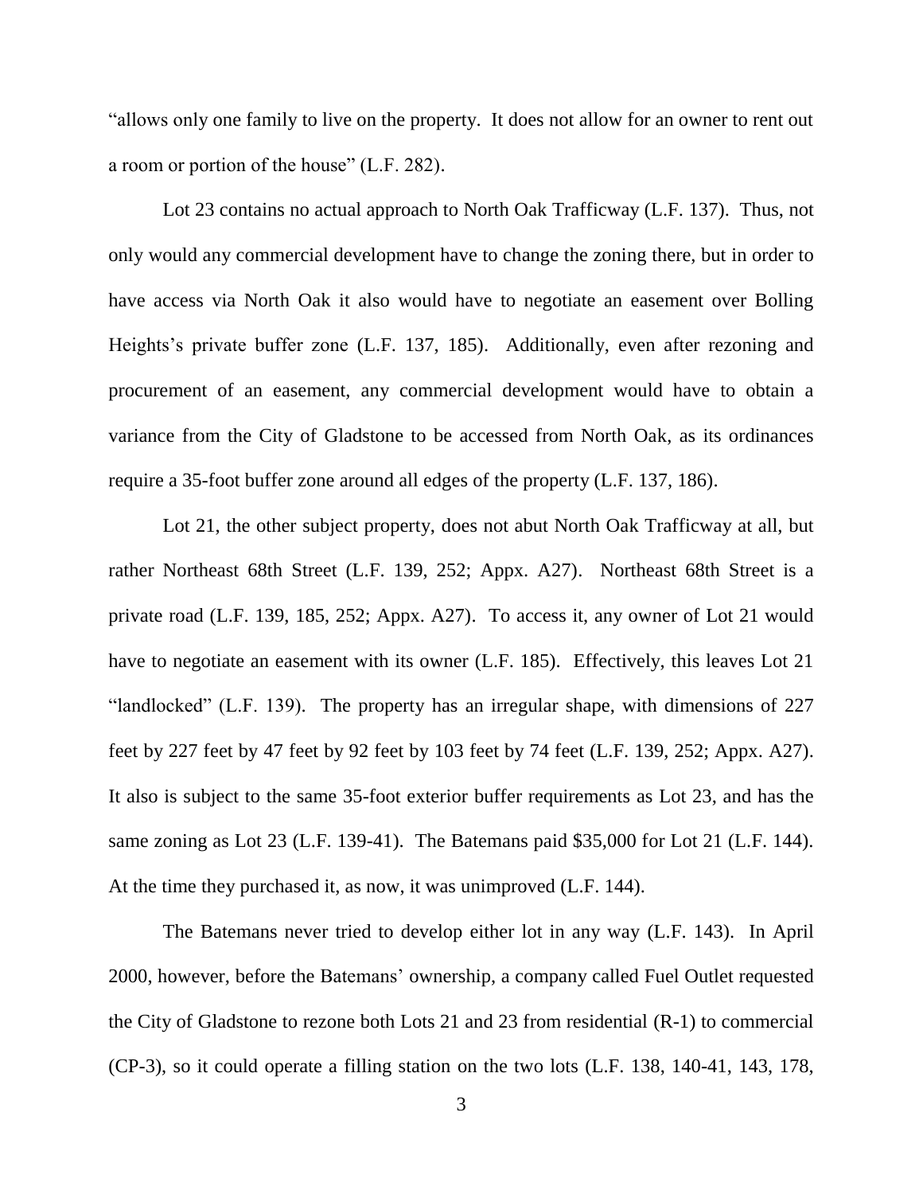"allows only one family to live on the property. It does not allow for an owner to rent out a room or portion of the house" (L.F. 282).

Lot 23 contains no actual approach to North Oak Trafficway (L.F. 137). Thus, not only would any commercial development have to change the zoning there, but in order to have access via North Oak it also would have to negotiate an easement over Bolling Heights's private buffer zone (L.F. 137, 185). Additionally, even after rezoning and procurement of an easement, any commercial development would have to obtain a variance from the City of Gladstone to be accessed from North Oak, as its ordinances require a 35-foot buffer zone around all edges of the property (L.F. 137, 186).

Lot 21, the other subject property, does not abut North Oak Trafficway at all, but rather Northeast 68th Street (L.F. 139, 252; Appx. A27). Northeast 68th Street is a private road (L.F. 139, 185, 252; Appx. A27). To access it, any owner of Lot 21 would have to negotiate an easement with its owner (L.F. 185). Effectively, this leaves Lot 21 "landlocked" (L.F. 139). The property has an irregular shape, with dimensions of 227 feet by 227 feet by 47 feet by 92 feet by 103 feet by 74 feet (L.F. 139, 252; Appx. A27). It also is subject to the same 35-foot exterior buffer requirements as Lot 23, and has the same zoning as Lot 23 (L.F. 139-41). The Batemans paid $35,000 for Lot 21 (L.F. 144). At the time they purchased it, as now, it was unimproved (L.F. 144).

The Batemans never tried to develop either lot in any way (L.F. 143). In April 2000, however, before the Batemans' ownership, a company called Fuel Outlet requested the City of Gladstone to rezone both Lots 21 and 23 from residential (R-1) to commercial (CP-3), so it could operate a filling station on the two lots (L.F. 138, 140-41, 143, 178,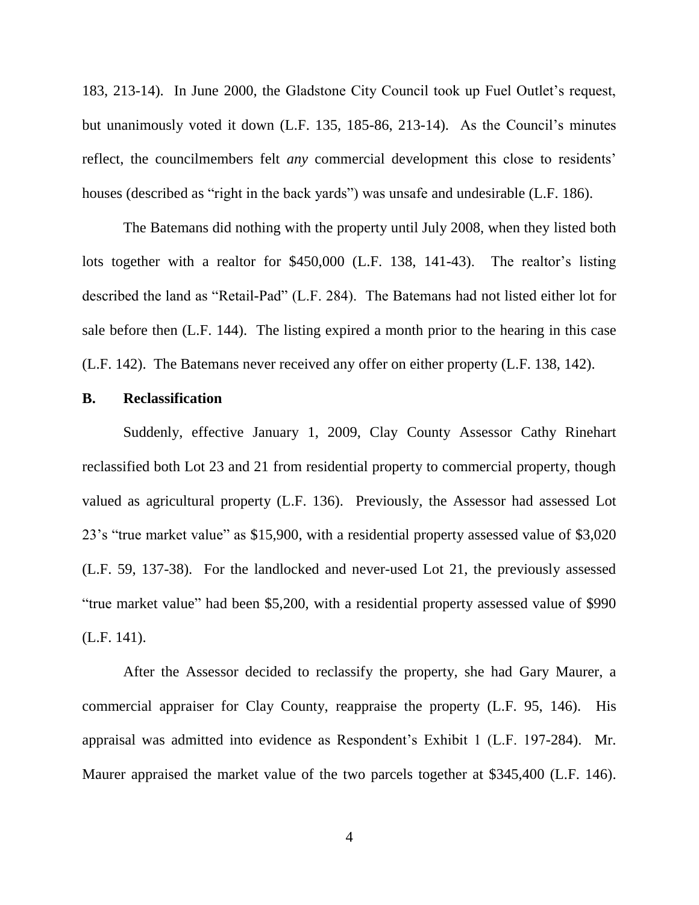183, 213-14). In June 2000, the Gladstone City Council took up Fuel Outlet's request, but unanimously voted it down (L.F. 135, 185-86, 213-14). As the Council's minutes reflect, the councilmembers felt *any* commercial development this close to residents' houses (described as "right in the back yards") was unsafe and undesirable (L.F. 186).

The Batemans did nothing with the property until July 2008, when they listed both lots together with a realtor for $450,000 (L.F. 138, 141-43). The realtor's listing described the land as "Retail-Pad" (L.F. 284). The Batemans had not listed either lot for sale before then (L.F. 144). The listing expired a month prior to the hearing in this case (L.F. 142). The Batemans never received any offer on either property (L.F. 138, 142).

## B. Reclassification

Suddenly, effective January 1, 2009, Clay County Assessor Cathy Rinehart reclassified both Lot 23 and 21 from residential property to commercial property, though valued as agricultural property (L.F. 136). Previously, the Assessor had assessed Lot 23's "true market value" as $15,900, with a residential property assessed value of $3,020 (L.F. 59, 137-38). For the landlocked and never-used Lot 21, the previously assessed "true market value" had been $5,200, with a residential property assessed value of $990 (L.F. 141).

After the Assessor decided to reclassify the property, she had Gary Maurer, a commercial appraiser for Clay County, reappraise the property (L.F. 95, 146). His appraisal was admitted into evidence as Respondent's Exhibit 1 (L.F. 197-284). Mr. Maurer appraised the market value of the two parcels together at $345,400 (L.F. 146).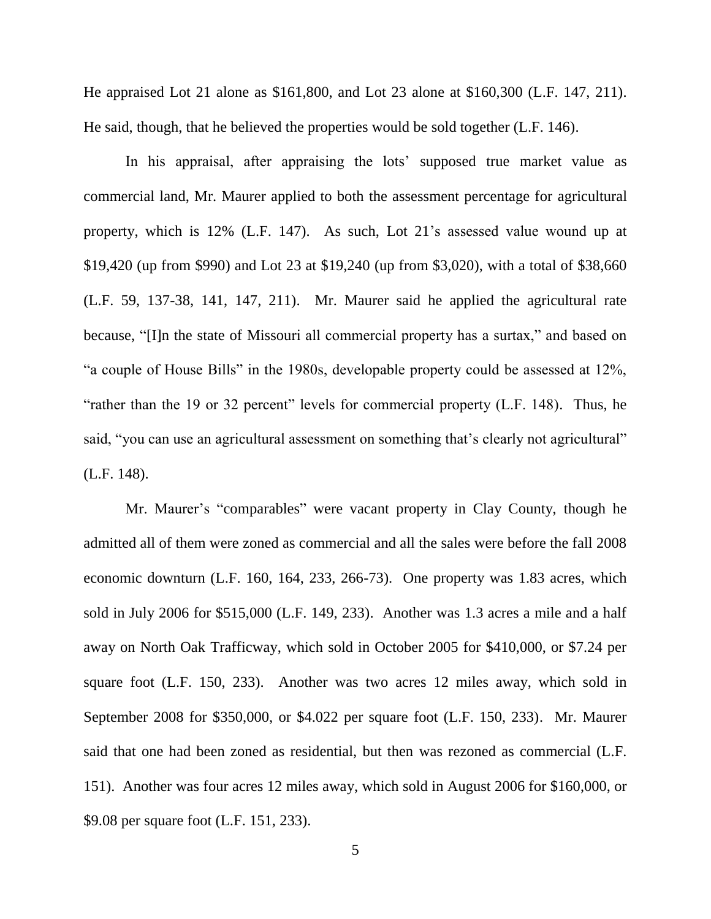He appraised Lot 21 alone as $161,800, and Lot 23 alone at $160,300 (L.F. 147, 211). He said, though, that he believed the properties would be sold together (L.F. 146).

In his appraisal, after appraising the lots' supposed true market value as commercial land, Mr. Maurer applied to both the assessment percentage for agricultural property, which is 12% (L.F. 147). As such, Lot 21's assessed value wound up at $19,420 (up from $990) and Lot 23 at $19,240 (up from $3,020), with a total of $38,660 (L.F. 59, 137-38, 141, 147, 211). Mr. Maurer said he applied the agricultural rate because, "[I]n the state of Missouri all commercial property has a surtax," and based on "a couple of House Bills" in the 1980s, developable property could be assessed at 12%, "rather than the 19 or 32 percent" levels for commercial property (L.F. 148). Thus, he said, "you can use an agricultural assessment on something that's clearly not agricultural" (L.F. 148).

Mr. Maurer's "comparables" were vacant property in Clay County, though he admitted all of them were zoned as commercial and all the sales were before the fall 2008 economic downturn (L.F. 160, 164, 233, 266-73). One property was 1.83 acres, which sold in July 2006 for $515,000 (L.F. 149, 233). Another was 1.3 acres a mile and a half away on North Oak Trafficway, which sold in October 2005 for $410,000, or $7.24 per square foot (L.F. 150, 233). Another was two acres 12 miles away, which sold in September 2008 for $350,000, or $4.022 per square foot (L.F. 150, 233). Mr. Maurer said that one had been zoned as residential, but then was rezoned as commercial (L.F. 151). Another was four acres 12 miles away, which sold in August 2006 for $160,000, or $9.08 per square foot (L.F. 151, 233).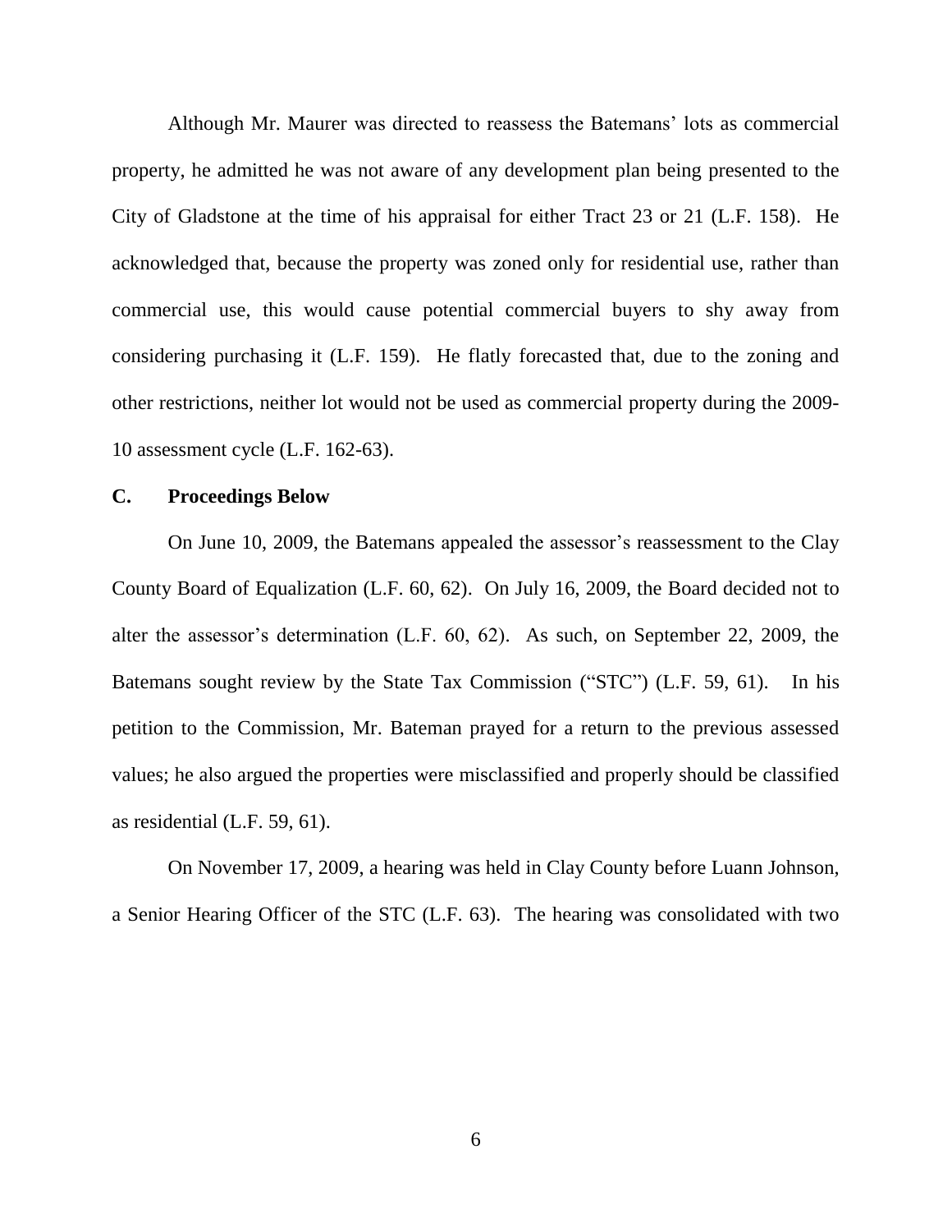Although Mr. Maurer was directed to reassess the Batemans' lots as commercial property, he admitted he was not aware of any development plan being presented to the City of Gladstone at the time of his appraisal for either Tract 23 or 21 (L.F. 158). He acknowledged that, because the property was zoned only for residential use, rather than commercial use, this would cause potential commercial buyers to shy away from considering purchasing it (L.F. 159). He flatly forecasted that, due to the zoning and other restrictions, neither lot would not be used as commercial property during the 2009-10 assessment cycle (L.F. 162-63).

## C. Proceedings Below

On June 10, 2009, the Batemans appealed the assessor's reassessment to the Clay County Board of Equalization (L.F. 60, 62). On July 16, 2009, the Board decided not to alter the assessor's determination (L.F. 60, 62). As such, on September 22, 2009, the Batemans sought review by the State Tax Commission ("STC") (L.F. 59, 61). In his petition to the Commission, Mr. Bateman prayed for a return to the previous assessed values; he also argued the properties were misclassified and properly should be classified as residential (L.F. 59, 61).

On November 17, 2009, a hearing was held in Clay County before Luann Johnson, a Senior Hearing Officer of the STC (L.F. 63). The hearing was consolidated with two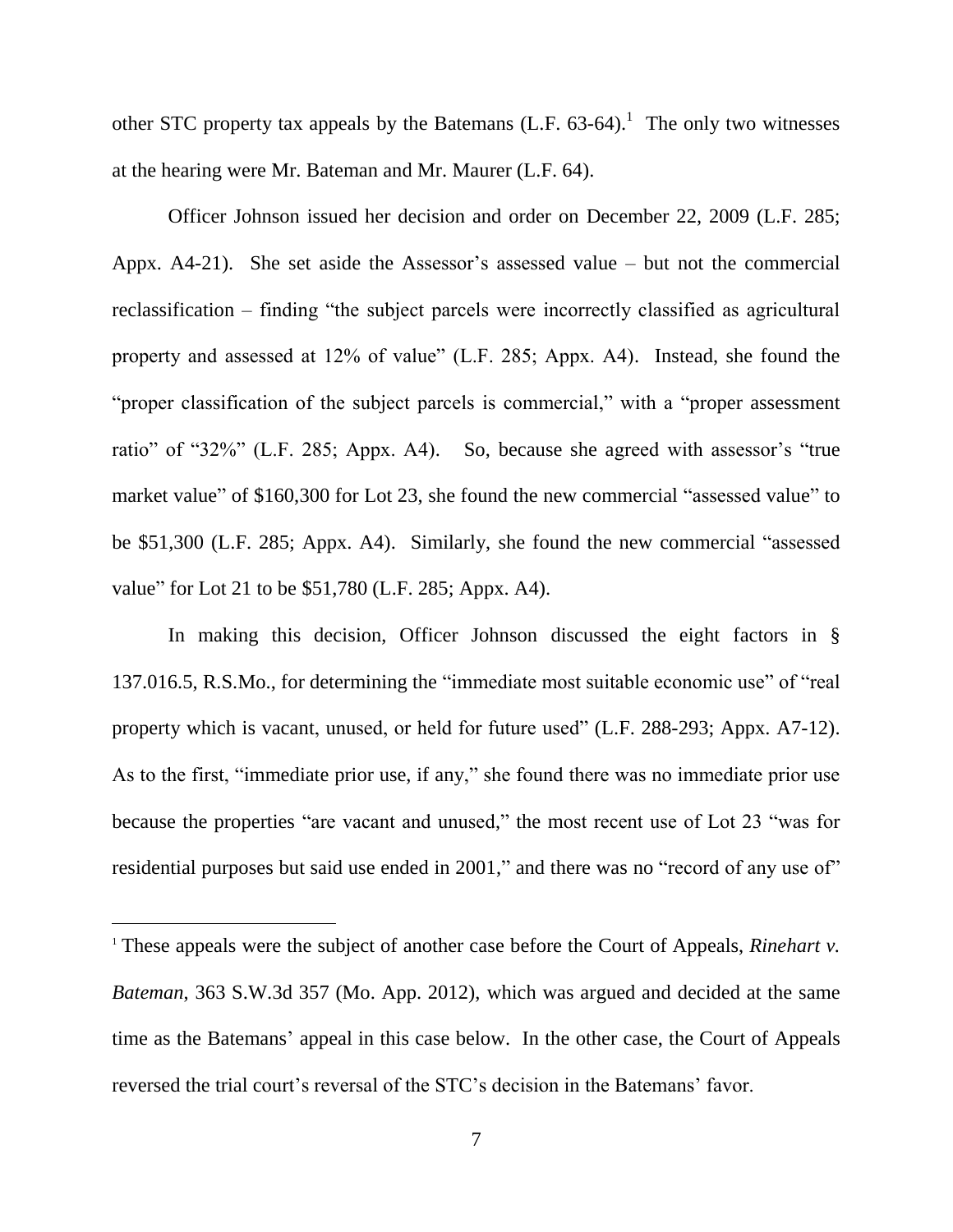other STC property tax appeals by the Batemans (L.F. 63-64).[1] The only two witnesses at the hearing were Mr. Bateman and Mr. Maurer (L.F. 64).

Officer Johnson issued her decision and order on December 22, 2009 (L.F. 285; Appx. A4-21). She set aside the Assessor's assessed value – but not the commercial reclassification – finding "the subject parcels were incorrectly classified as agricultural property and assessed at 12% of value" (L.F. 285; Appx. A4). Instead, she found the "proper classification of the subject parcels is commercial," with a "proper assessment ratio" of "32%" (L.F. 285; Appx. A4). So, because she agreed with assessor's "true market value" of $160,300 for Lot 23, she found the new commercial "assessed value" to be $51,300 (L.F. 285; Appx. A4). Similarly, she found the new commercial "assessed value" for Lot 21 to be $51,780 (L.F. 285; Appx. A4).

In making this decision, Officer Johnson discussed the eight factors in § 137.016.5, R.S.Mo., for determining the "immediate most suitable economic use" of "real property which is vacant, unused, or held for future used" (L.F. 288-293; Appx. A7-12). As to the first, "immediate prior use, if any," she found there was no immediate prior use because the properties "are vacant and unused," the most recent use of Lot 23 "was for residential purposes but said use ended in 2001," and there was no "record of any use of"

---

[1] These appeals were the subject of another case before the Court of Appeals, *Rinehart v. Bateman*, 363 S.W.3d 357 (Mo. App. 2012), which was argued and decided at the same time as the Batemans' appeal in this case below. In the other case, the Court of Appeals reversed the trial court's reversal of the STC's decision in the Batemans' favor.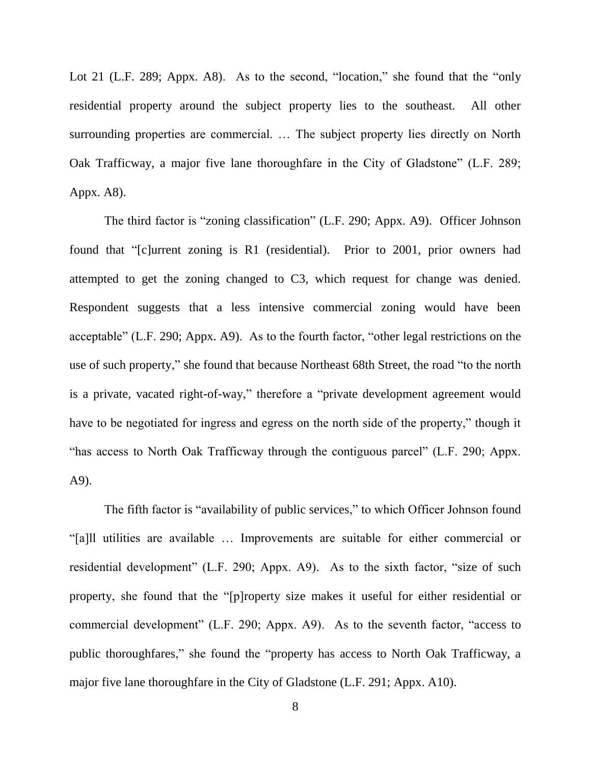Lot 21 (L.F. 289; Appx. A8). As to the second, "location," she found that the "only residential property around the subject property lies to the southeast. All other surrounding properties are commercial. … The subject property lies directly on North Oak Trafficway, a major five lane thoroughfare in the City of Gladstone" (L.F. 289; Appx. A8).

The third factor is "zoning classification" (L.F. 290; Appx. A9). Officer Johnson found that "[c]urrent zoning is R1 (residential). Prior to 2001, prior owners had attempted to get the zoning changed to C3, which request for change was denied. Respondent suggests that a less intensive commercial zoning would have been acceptable" (L.F. 290; Appx. A9). As to the fourth factor, "other legal restrictions on the use of such property," she found that because Northeast 68th Street, the road "to the north is a private, vacated right-of-way," therefore a "private development agreement would have to be negotiated for ingress and egress on the north side of the property," though it "has access to North Oak Trafficway through the contiguous parcel" (L.F. 290; Appx. A9).

The fifth factor is "availability of public services," to which Officer Johnson found "[a]ll utilities are available … Improvements are suitable for either commercial or residential development" (L.F. 290; Appx. A9). As to the sixth factor, "size of such property, she found that the "[p]roperty size makes it useful for either residential or commercial development" (L.F. 290; Appx. A9). As to the seventh factor, "access to public thoroughfares," she found the "property has access to North Oak Trafficway, a major five lane thoroughfare in the City of Gladstone (L.F. 291; Appx. A10).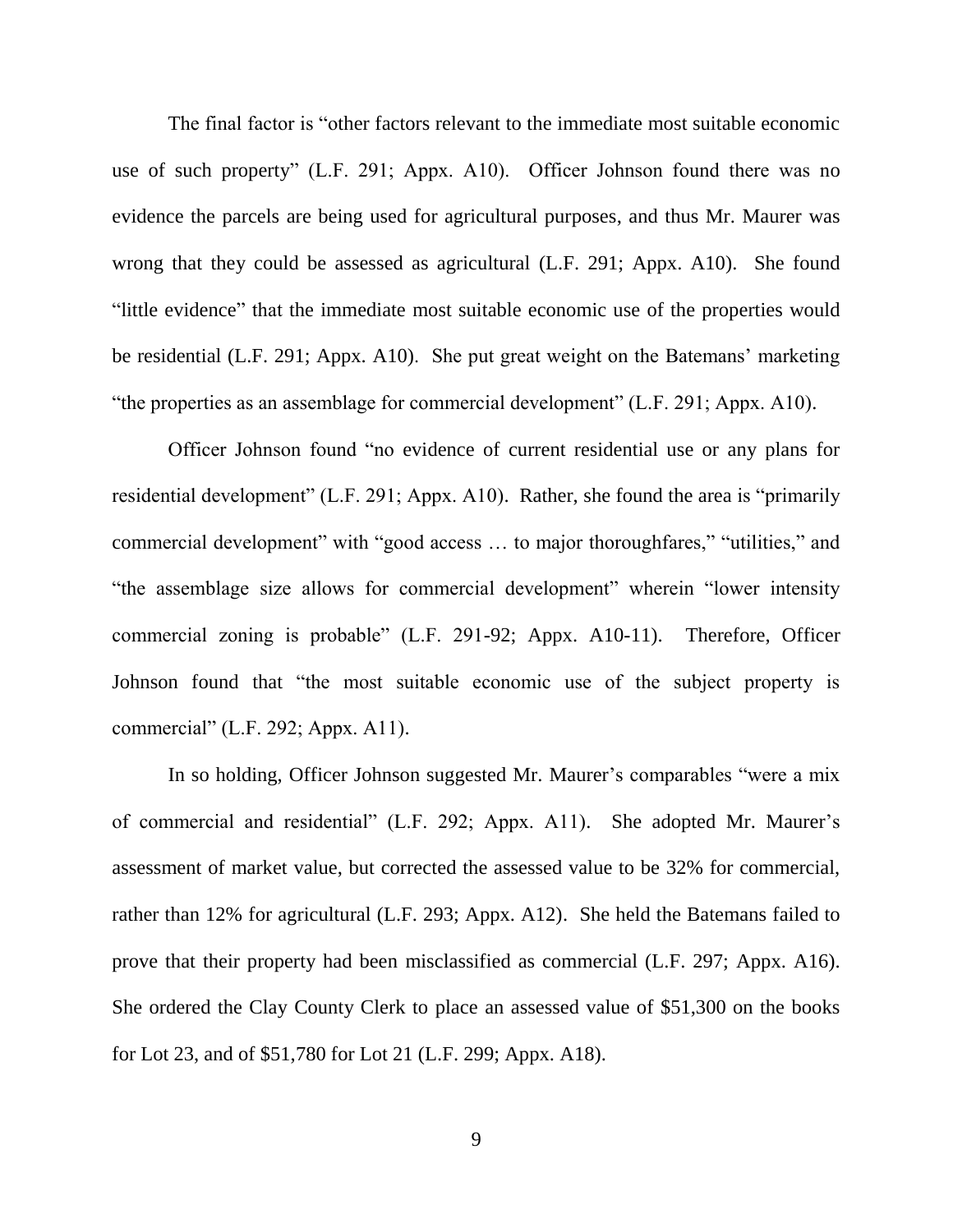The final factor is "other factors relevant to the immediate most suitable economic use of such property" (L.F. 291; Appx. A10). Officer Johnson found there was no evidence the parcels are being used for agricultural purposes, and thus Mr. Maurer was wrong that they could be assessed as agricultural (L.F. 291; Appx. A10). She found "little evidence" that the immediate most suitable economic use of the properties would be residential (L.F. 291; Appx. A10). She put great weight on the Batemans' marketing "the properties as an assemblage for commercial development" (L.F. 291; Appx. A10).

Officer Johnson found "no evidence of current residential use or any plans for residential development" (L.F. 291; Appx. A10). Rather, she found the area is "primarily commercial development" with "good access … to major thoroughfares," "utilities," and "the assemblage size allows for commercial development" wherein "lower intensity commercial zoning is probable" (L.F. 291-92; Appx. A10-11). Therefore, Officer Johnson found that "the most suitable economic use of the subject property is commercial" (L.F. 292; Appx. A11).

In so holding, Officer Johnson suggested Mr. Maurer's comparables "were a mix of commercial and residential" (L.F. 292; Appx. A11). She adopted Mr. Maurer's assessment of market value, but corrected the assessed value to be 32% for commercial, rather than 12% for agricultural (L.F. 293; Appx. A12). She held the Batemans failed to prove that their property had been misclassified as commercial (L.F. 297; Appx. A16). She ordered the Clay County Clerk to place an assessed value of $51,300 on the books for Lot 23, and of $51,780 for Lot 21 (L.F. 299; Appx. A18).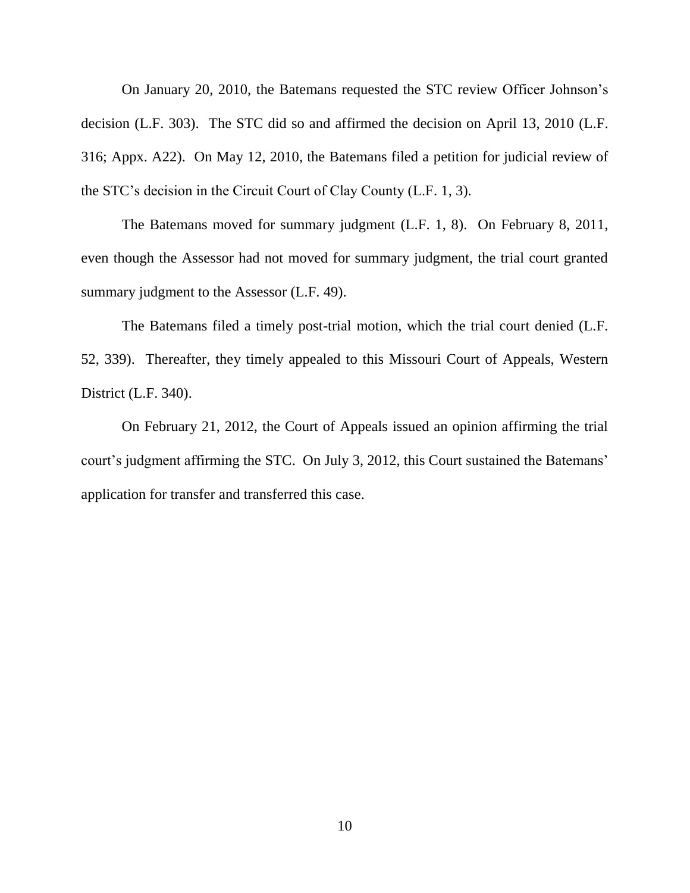On January 20, 2010, the Batemans requested the STC review Officer Johnson's decision (L.F. 303). The STC did so and affirmed the decision on April 13, 2010 (L.F. 316; Appx. A22). On May 12, 2010, the Batemans filed a petition for judicial review of the STC's decision in the Circuit Court of Clay County (L.F. 1, 3).

The Batemans moved for summary judgment (L.F. 1, 8). On February 8, 2011, even though the Assessor had not moved for summary judgment, the trial court granted summary judgment to the Assessor (L.F. 49).

The Batemans filed a timely post-trial motion, which the trial court denied (L.F. 52, 339). Thereafter, they timely appealed to this Missouri Court of Appeals, Western District (L.F. 340).

On February 21, 2012, the Court of Appeals issued an opinion affirming the trial court's judgment affirming the STC. On July 3, 2012, this Court sustained the Batemans' application for transfer and transferred this case.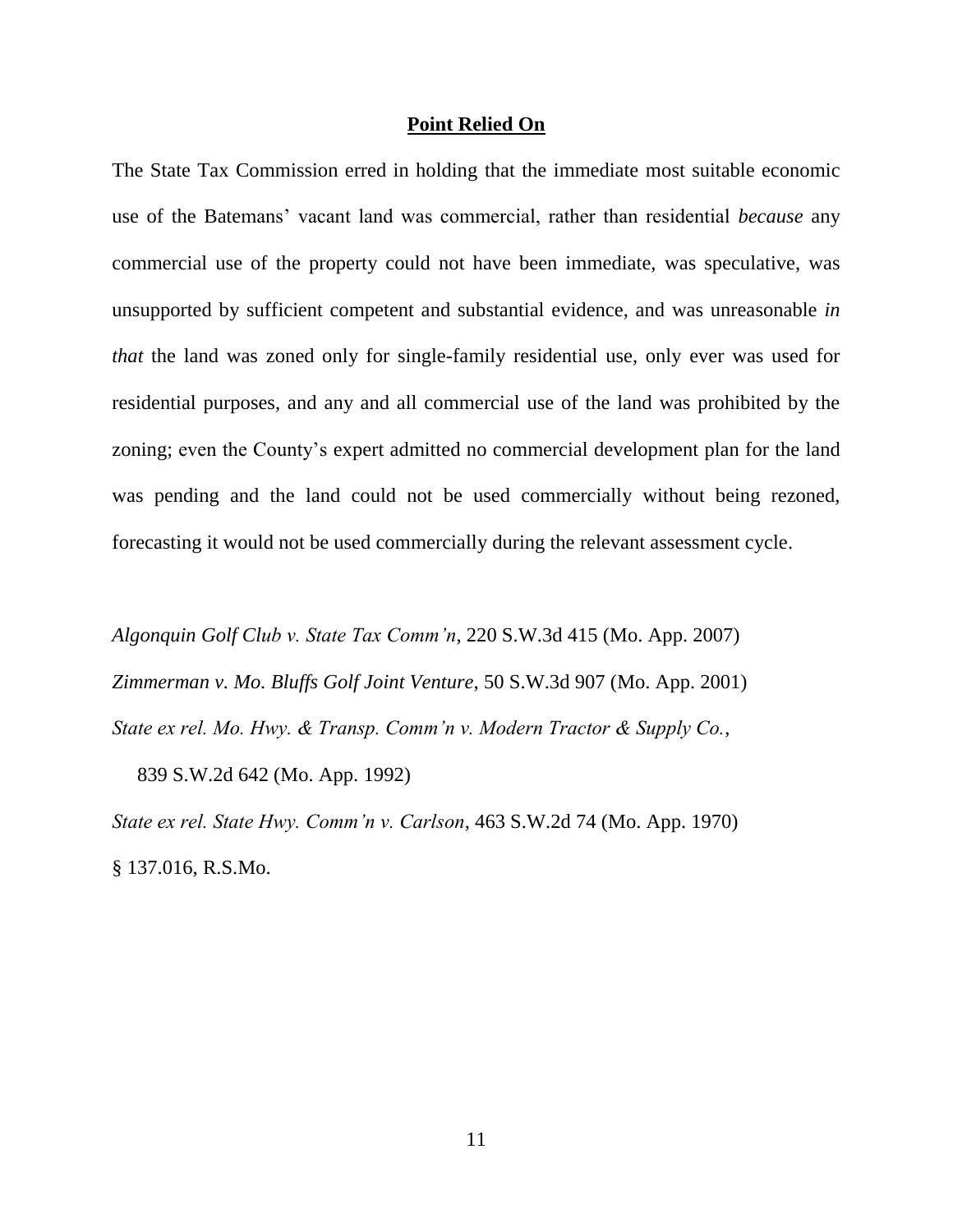## **Point Relied On**

The State Tax Commission erred in holding that the immediate most suitable economic use of the Batemans' vacant land was commercial, rather than residential *because* any commercial use of the property could not have been immediate, was speculative, was unsupported by sufficient competent and substantial evidence, and was unreasonable *in that* the land was zoned only for single-family residential use, only ever was used for residential purposes, and any and all commercial use of the land was prohibited by the zoning; even the County's expert admitted no commercial development plan for the land was pending and the land could not be used commercially without being rezoned, forecasting it would not be used commercially during the relevant assessment cycle.

*Algonquin Golf Club v. State Tax Comm'n*, 220 S.W.3d 415 (Mo. App. 2007)

*Zimmerman v. Mo. Bluffs Golf Joint Venture*, 50 S.W.3d 907 (Mo. App. 2001)

*State ex rel. Mo. Hwy. & Transp. Comm'n v. Modern Tractor & Supply Co.*, 839 S.W.2d 642 (Mo. App. 1992)

*State ex rel. State Hwy. Comm'n v. Carlson*, 463 S.W.2d 74 (Mo. App. 1970)

§ 137.016, R.S.Mo.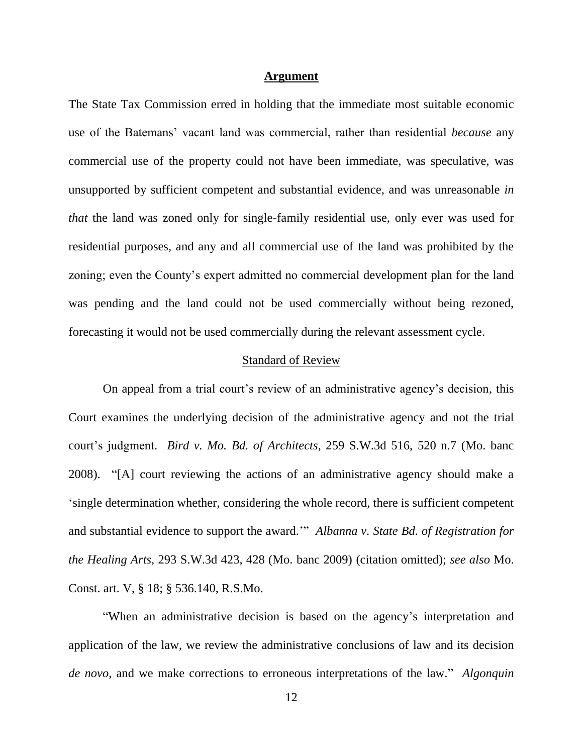## Argument

The State Tax Commission erred in holding that the immediate most suitable economic use of the Batemans' vacant land was commercial, rather than residential *because* any commercial use of the property could not have been immediate, was speculative, was unsupported by sufficient competent and substantial evidence, and was unreasonable *in that* the land was zoned only for single-family residential use, only ever was used for residential purposes, and any and all commercial use of the land was prohibited by the zoning; even the County's expert admitted no commercial development plan for the land was pending and the land could not be used commercially without being rezoned, forecasting it would not be used commercially during the relevant assessment cycle.

### Standard of Review

On appeal from a trial court's review of an administrative agency's decision, this Court examines the underlying decision of the administrative agency and not the trial court's judgment. *Bird v. Mo. Bd. of Architects*, 259 S.W.3d 516, 520 n.7 (Mo. banc 2008). "[A] court reviewing the actions of an administrative agency should make a 'single determination whether, considering the whole record, there is sufficient competent and substantial evidence to support the award.'" *Albanna v. State Bd. of Registration for the Healing Arts*, 293 S.W.3d 423, 428 (Mo. banc 2009) (citation omitted); *see also* Mo. Const. art. V, § 18; § 536.140, R.S.Mo.

"When an administrative decision is based on the agency's interpretation and application of the law, we review the administrative conclusions of law and its decision *de novo*, and we make corrections to erroneous interpretations of the law." *Algonquin*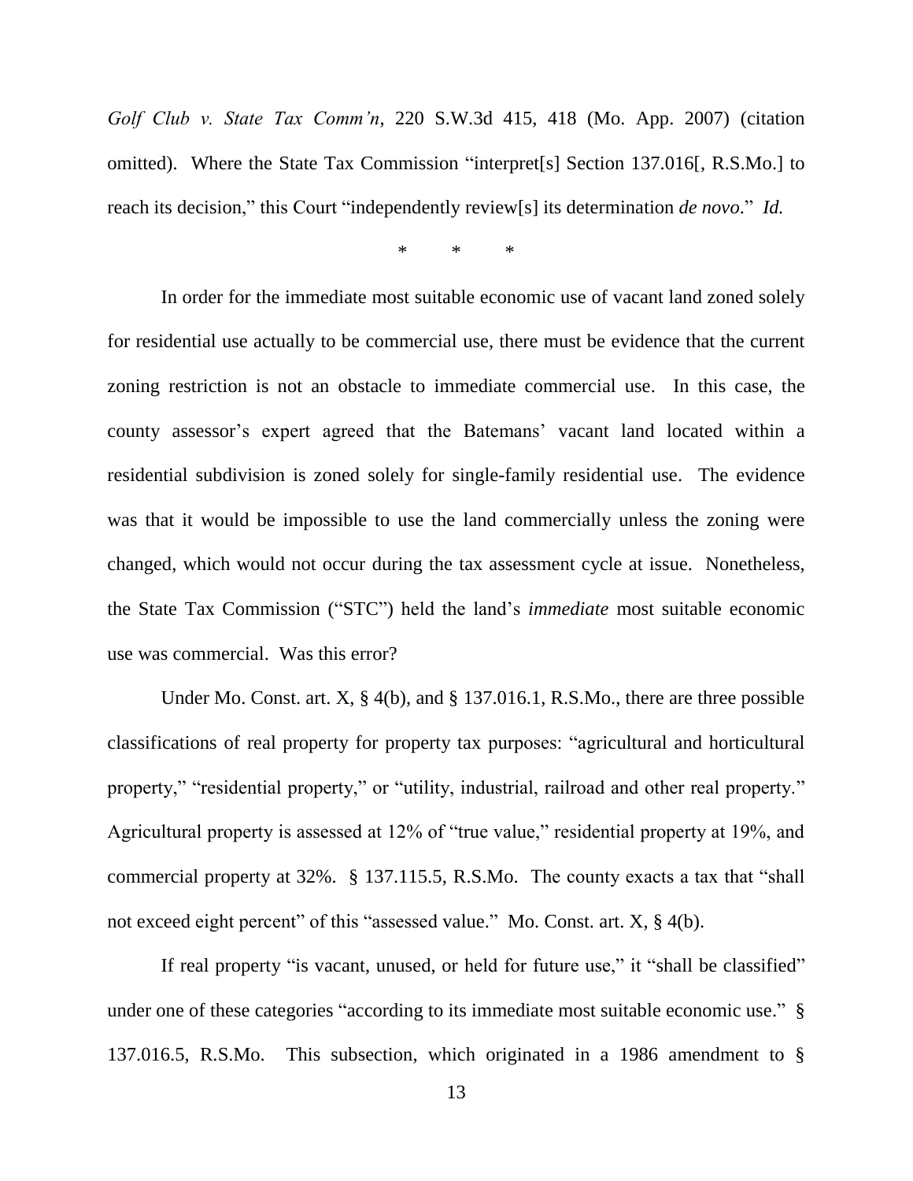*Golf Club v. State Tax Comm'n*, 220 S.W.3d 415, 418 (Mo. App. 2007) (citation omitted). Where the State Tax Commission "interpret[s] Section 137.016[, R.S.Mo.] to reach its decision," this Court "independently review[s] its determination *de novo*." *Id.*

\* \* \*

In order for the immediate most suitable economic use of vacant land zoned solely for residential use actually to be commercial use, there must be evidence that the current zoning restriction is not an obstacle to immediate commercial use. In this case, the county assessor's expert agreed that the Batemans' vacant land located within a residential subdivision is zoned solely for single-family residential use. The evidence was that it would be impossible to use the land commercially unless the zoning were changed, which would not occur during the tax assessment cycle at issue. Nonetheless, the State Tax Commission ("STC") held the land's *immediate* most suitable economic use was commercial. Was this error?

Under Mo. Const. art. X, § 4(b), and § 137.016.1, R.S.Mo., there are three possible classifications of real property for property tax purposes: "agricultural and horticultural property," "residential property," or "utility, industrial, railroad and other real property." Agricultural property is assessed at 12% of "true value," residential property at 19%, and commercial property at 32%. § 137.115.5, R.S.Mo. The county exacts a tax that "shall not exceed eight percent" of this "assessed value." Mo. Const. art. X, § 4(b).

If real property "is vacant, unused, or held for future use," it "shall be classified" under one of these categories "according to its immediate most suitable economic use." § 137.016.5, R.S.Mo. This subsection, which originated in a 1986 amendment to §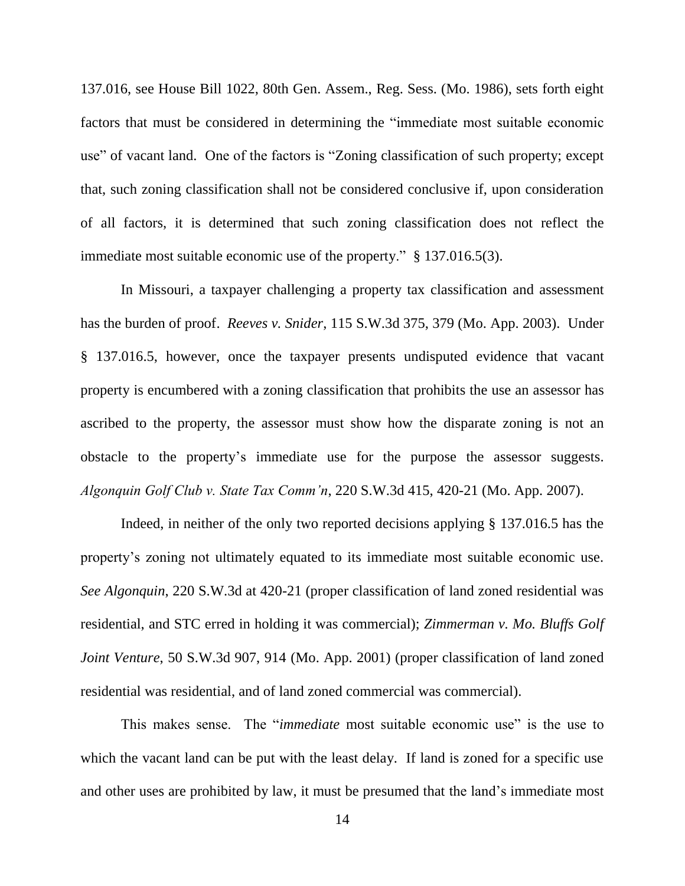137.016, see House Bill 1022, 80th Gen. Assem., Reg. Sess. (Mo. 1986), sets forth eight factors that must be considered in determining the "immediate most suitable economic use" of vacant land. One of the factors is "Zoning classification of such property; except that, such zoning classification shall not be considered conclusive if, upon consideration of all factors, it is determined that such zoning classification does not reflect the immediate most suitable economic use of the property." § 137.016.5(3).

In Missouri, a taxpayer challenging a property tax classification and assessment has the burden of proof. *Reeves v. Snider*, 115 S.W.3d 375, 379 (Mo. App. 2003). Under § 137.016.5, however, once the taxpayer presents undisputed evidence that vacant property is encumbered with a zoning classification that prohibits the use an assessor has ascribed to the property, the assessor must show how the disparate zoning is not an obstacle to the property's immediate use for the purpose the assessor suggests. *Algonquin Golf Club v. State Tax Comm'n*, 220 S.W.3d 415, 420-21 (Mo. App. 2007).

Indeed, in neither of the only two reported decisions applying § 137.016.5 has the property's zoning not ultimately equated to its immediate most suitable economic use. *See Algonquin*, 220 S.W.3d at 420-21 (proper classification of land zoned residential was residential, and STC erred in holding it was commercial); *Zimmerman v. Mo. Bluffs Golf Joint Venture*, 50 S.W.3d 907, 914 (Mo. App. 2001) (proper classification of land zoned residential was residential, and of land zoned commercial was commercial).

This makes sense. The "*immediate* most suitable economic use" is the use to which the vacant land can be put with the least delay. If land is zoned for a specific use and other uses are prohibited by law, it must be presumed that the land's immediate most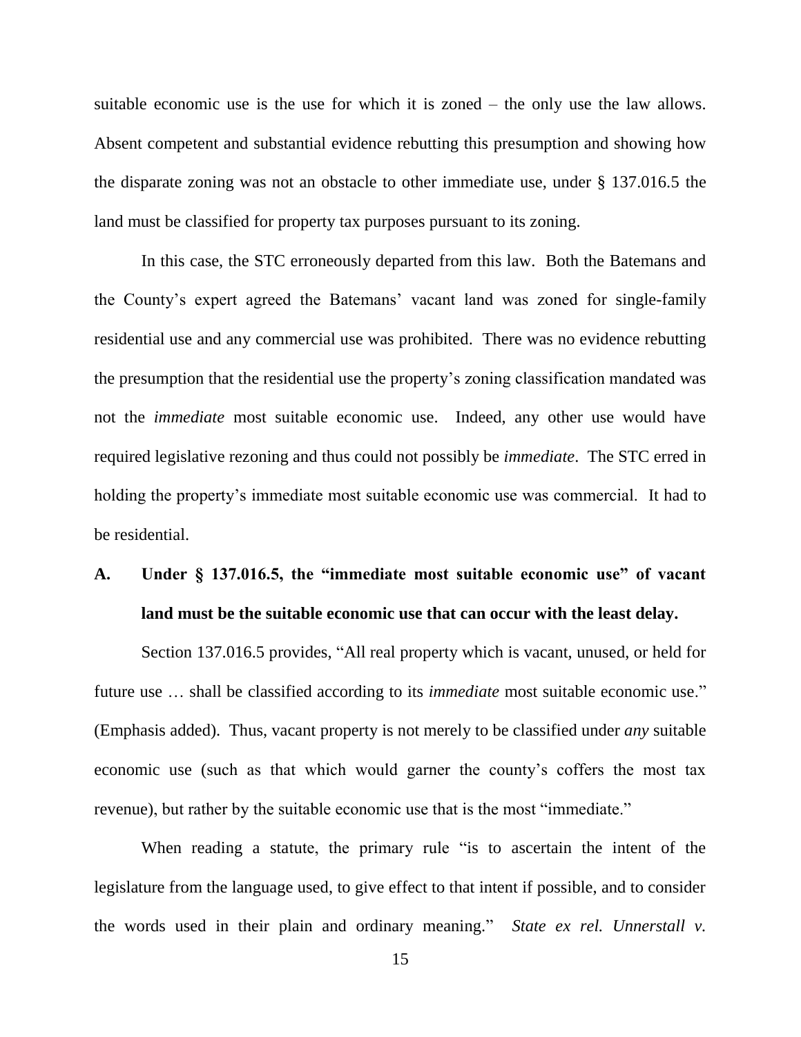suitable economic use is the use for which it is zoned – the only use the law allows. Absent competent and substantial evidence rebutting this presumption and showing how the disparate zoning was not an obstacle to other immediate use, under § 137.016.5 the land must be classified for property tax purposes pursuant to its zoning.

In this case, the STC erroneously departed from this law. Both the Batemans and the County's expert agreed the Batemans' vacant land was zoned for single-family residential use and any commercial use was prohibited. There was no evidence rebutting the presumption that the residential use the property's zoning classification mandated was not the *immediate* most suitable economic use. Indeed, any other use would have required legislative rezoning and thus could not possibly be *immediate*. The STC erred in holding the property's immediate most suitable economic use was commercial. It had to be residential.

**A. Under § 137.016.5, the "immediate most suitable economic use" of vacant land must be the suitable economic use that can occur with the least delay.**

Section 137.016.5 provides, "All real property which is vacant, unused, or held for future use … shall be classified according to its *immediate* most suitable economic use." (Emphasis added). Thus, vacant property is not merely to be classified under *any* suitable economic use (such as that which would garner the county's coffers the most tax revenue), but rather by the suitable economic use that is the most "immediate."

When reading a statute, the primary rule "is to ascertain the intent of the legislature from the language used, to give effect to that intent if possible, and to consider the words used in their plain and ordinary meaning." *State ex rel. Unnerstall v.*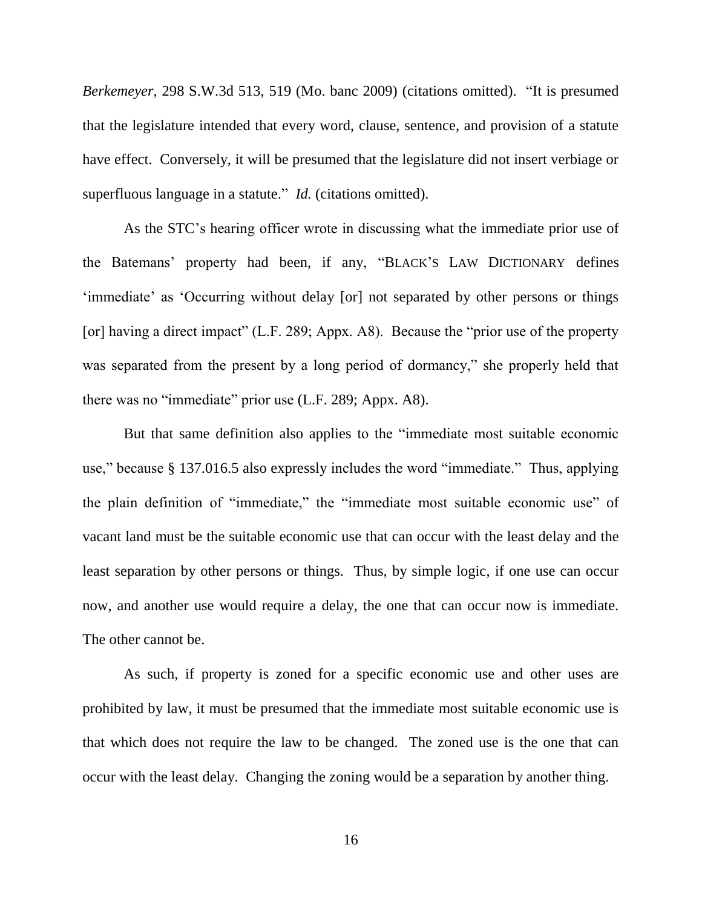*Berkemeyer*, 298 S.W.3d 513, 519 (Mo. banc 2009) (citations omitted). "It is presumed that the legislature intended that every word, clause, sentence, and provision of a statute have effect. Conversely, it will be presumed that the legislature did not insert verbiage or superfluous language in a statute." *Id.* (citations omitted).

As the STC's hearing officer wrote in discussing what the immediate prior use of the Batemans' property had been, if any, "BLACK'S LAW DICTIONARY defines 'immediate' as 'Occurring without delay [or] not separated by other persons or things [or] having a direct impact" (L.F. 289; Appx. A8). Because the "prior use of the property was separated from the present by a long period of dormancy," she properly held that there was no "immediate" prior use (L.F. 289; Appx. A8).

But that same definition also applies to the "immediate most suitable economic use," because § 137.016.5 also expressly includes the word "immediate." Thus, applying the plain definition of "immediate," the "immediate most suitable economic use" of vacant land must be the suitable economic use that can occur with the least delay and the least separation by other persons or things. Thus, by simple logic, if one use can occur now, and another use would require a delay, the one that can occur now is immediate. The other cannot be.

As such, if property is zoned for a specific economic use and other uses are prohibited by law, it must be presumed that the immediate most suitable economic use is that which does not require the law to be changed. The zoned use is the one that can occur with the least delay. Changing the zoning would be a separation by another thing.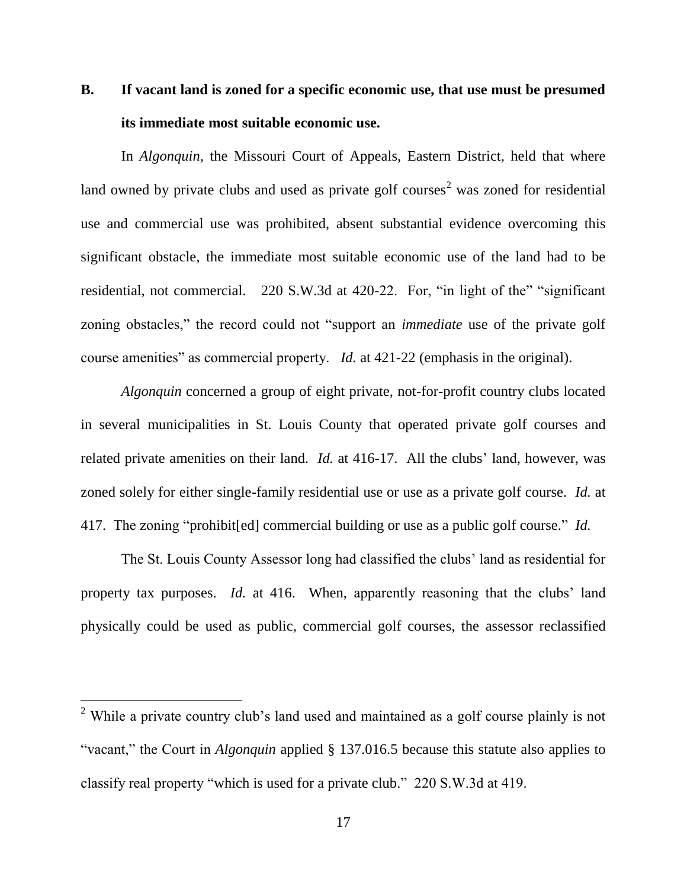### B. If vacant land is zoned for a specific economic use, that use must be presumed its immediate most suitable economic use.

In *Algonquin*, the Missouri Court of Appeals, Eastern District, held that where land owned by private clubs and used as private golf courses[2] was zoned for residential use and commercial use was prohibited, absent substantial evidence overcoming this significant obstacle, the immediate most suitable economic use of the land had to be residential, not commercial. 220 S.W.3d at 420-22. For, "in light of the" "significant zoning obstacles," the record could not "support an *immediate* use of the private golf course amenities" as commercial property. *Id.* at 421-22 (emphasis in the original).

*Algonquin* concerned a group of eight private, not-for-profit country clubs located in several municipalities in St. Louis County that operated private golf courses and related private amenities on their land. *Id.* at 416-17. All the clubs' land, however, was zoned solely for either single-family residential use or use as a private golf course. *Id.* at 417. The zoning "prohibit[ed] commercial building or use as a public golf course." *Id.*

The St. Louis County Assessor long had classified the clubs' land as residential for property tax purposes. *Id.* at 416. When, apparently reasoning that the clubs' land physically could be used as public, commercial golf courses, the assessor reclassified

---

[2] While a private country club's land used and maintained as a golf course plainly is not "vacant," the Court in *Algonquin* applied § 137.016.5 because this statute also applies to classify real property "which is used for a private club." 220 S.W.3d at 419.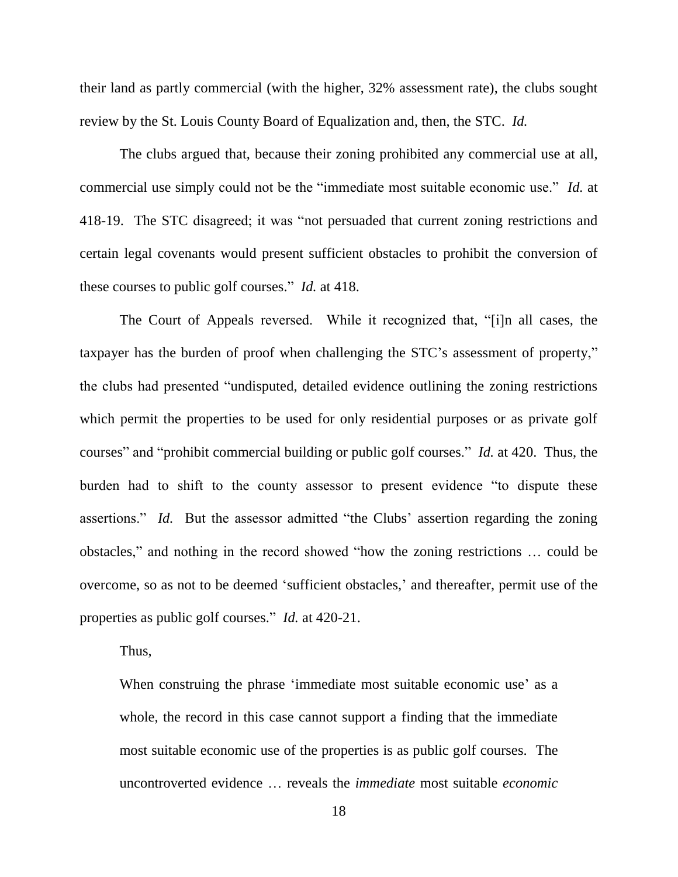their land as partly commercial (with the higher, 32% assessment rate), the clubs sought review by the St. Louis County Board of Equalization and, then, the STC. *Id.*

The clubs argued that, because their zoning prohibited any commercial use at all, commercial use simply could not be the "immediate most suitable economic use." *Id.* at 418-19. The STC disagreed; it was "not persuaded that current zoning restrictions and certain legal covenants would present sufficient obstacles to prohibit the conversion of these courses to public golf courses." *Id.* at 418.

The Court of Appeals reversed. While it recognized that, "[i]n all cases, the taxpayer has the burden of proof when challenging the STC's assessment of property," the clubs had presented "undisputed, detailed evidence outlining the zoning restrictions which permit the properties to be used for only residential purposes or as private golf courses" and "prohibit commercial building or public golf courses." *Id.* at 420. Thus, the burden had to shift to the county assessor to present evidence "to dispute these assertions." *Id.* But the assessor admitted "the Clubs' assertion regarding the zoning obstacles," and nothing in the record showed "how the zoning restrictions … could be overcome, so as not to be deemed 'sufficient obstacles,' and thereafter, permit use of the properties as public golf courses." *Id.* at 420-21.

Thus,

> When construing the phrase 'immediate most suitable economic use' as a whole, the record in this case cannot support a finding that the immediate most suitable economic use of the properties is as public golf courses. The uncontroverted evidence … reveals the *immediate* most suitable *economic*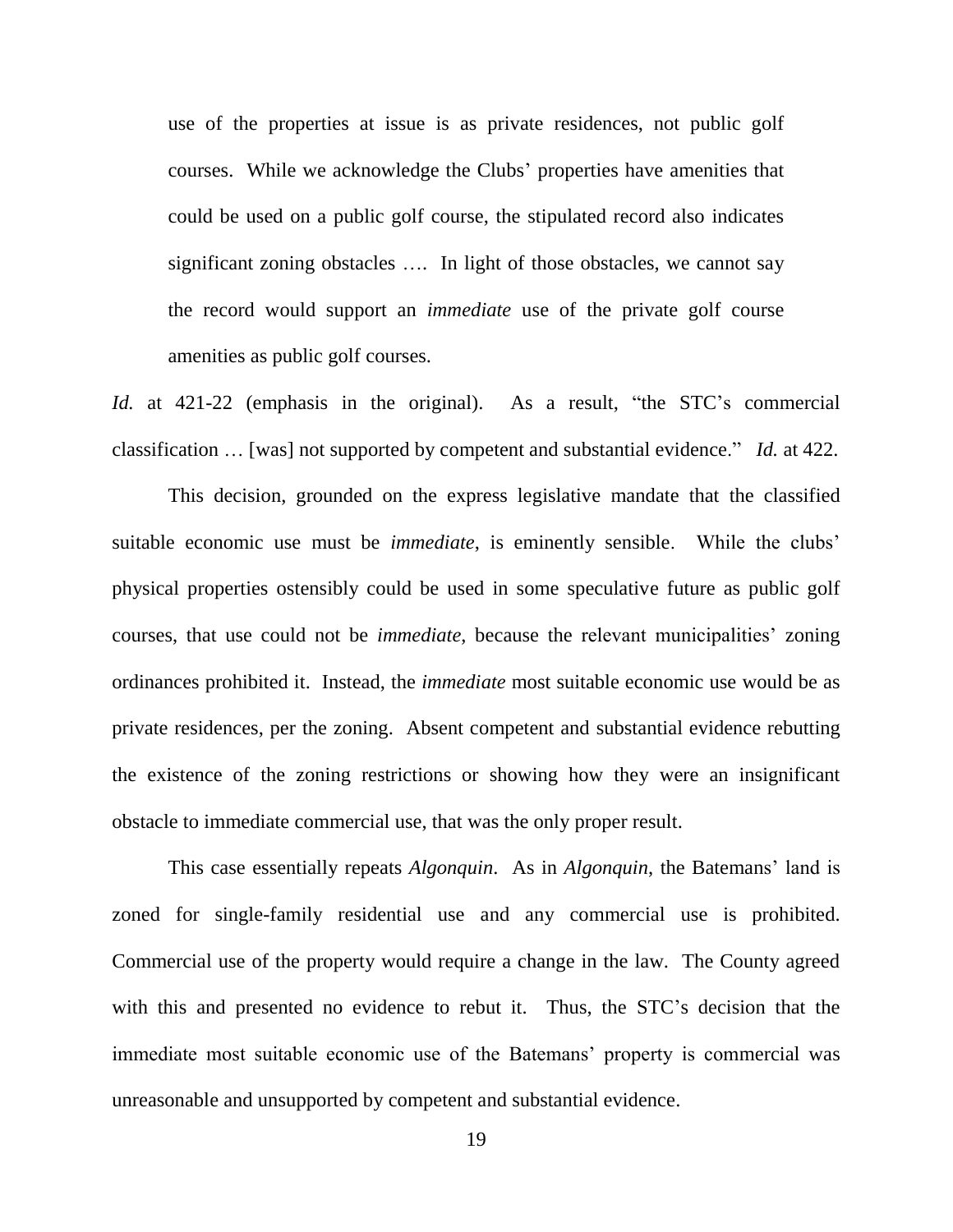> use of the properties at issue is as private residences, not public golf courses. While we acknowledge the Clubs' properties have amenities that could be used on a public golf course, the stipulated record also indicates significant zoning obstacles …. In light of those obstacles, we cannot say the record would support an *immediate* use of the private golf course amenities as public golf courses.

*Id.* at 421-22 (emphasis in the original). As a result, "the STC's commercial classification … [was] not supported by competent and substantial evidence." *Id.* at 422.

This decision, grounded on the express legislative mandate that the classified suitable economic use must be *immediate,* is eminently sensible. While the clubs' physical properties ostensibly could be used in some speculative future as public golf courses, that use could not be *immediate*, because the relevant municipalities' zoning ordinances prohibited it. Instead, the *immediate* most suitable economic use would be as private residences, per the zoning. Absent competent and substantial evidence rebutting the existence of the zoning restrictions or showing how they were an insignificant obstacle to immediate commercial use, that was the only proper result.

This case essentially repeats *Algonquin*. As in *Algonquin,* the Batemans' land is zoned for single-family residential use and any commercial use is prohibited. Commercial use of the property would require a change in the law. The County agreed with this and presented no evidence to rebut it. Thus, the STC's decision that the immediate most suitable economic use of the Batemans' property is commercial was unreasonable and unsupported by competent and substantial evidence.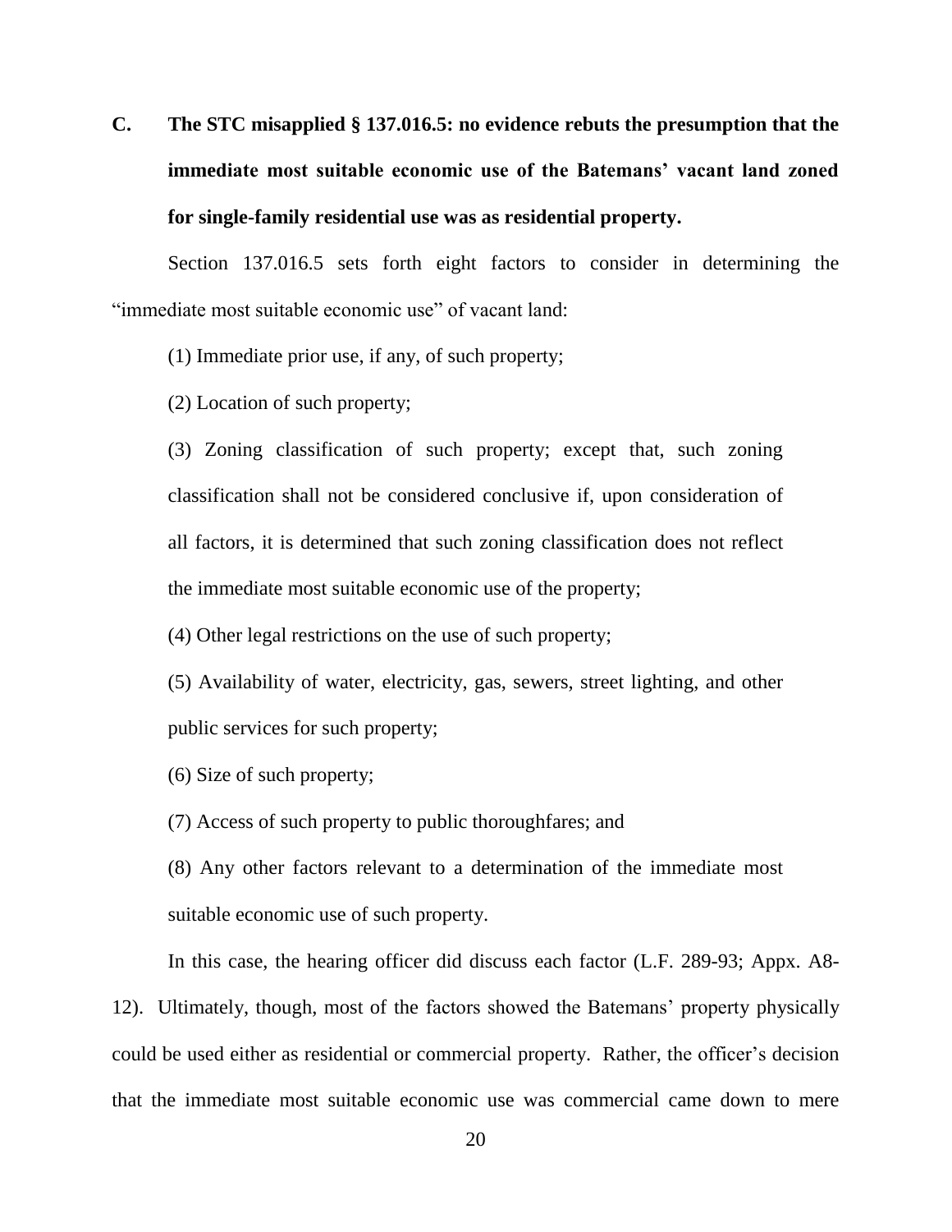### C. The STC misapplied § 137.016.5: no evidence rebuts the presumption that the immediate most suitable economic use of the Batemans' vacant land zoned for single-family residential use was as residential property.

Section 137.016.5 sets forth eight factors to consider in determining the "immediate most suitable economic use" of vacant land:

(1) Immediate prior use, if any, of such property;

(2) Location of such property;

(3) Zoning classification of such property; except that, such zoning classification shall not be considered conclusive if, upon consideration of all factors, it is determined that such zoning classification does not reflect the immediate most suitable economic use of the property;

(4) Other legal restrictions on the use of such property;

(5) Availability of water, electricity, gas, sewers, street lighting, and other public services for such property;

(6) Size of such property;

(7) Access of such property to public thoroughfares; and

(8) Any other factors relevant to a determination of the immediate most suitable economic use of such property.

In this case, the hearing officer did discuss each factor (L.F. 289-93; Appx. A8-12). Ultimately, though, most of the factors showed the Batemans' property physically could be used either as residential or commercial property. Rather, the officer's decision that the immediate most suitable economic use was commercial came down to mere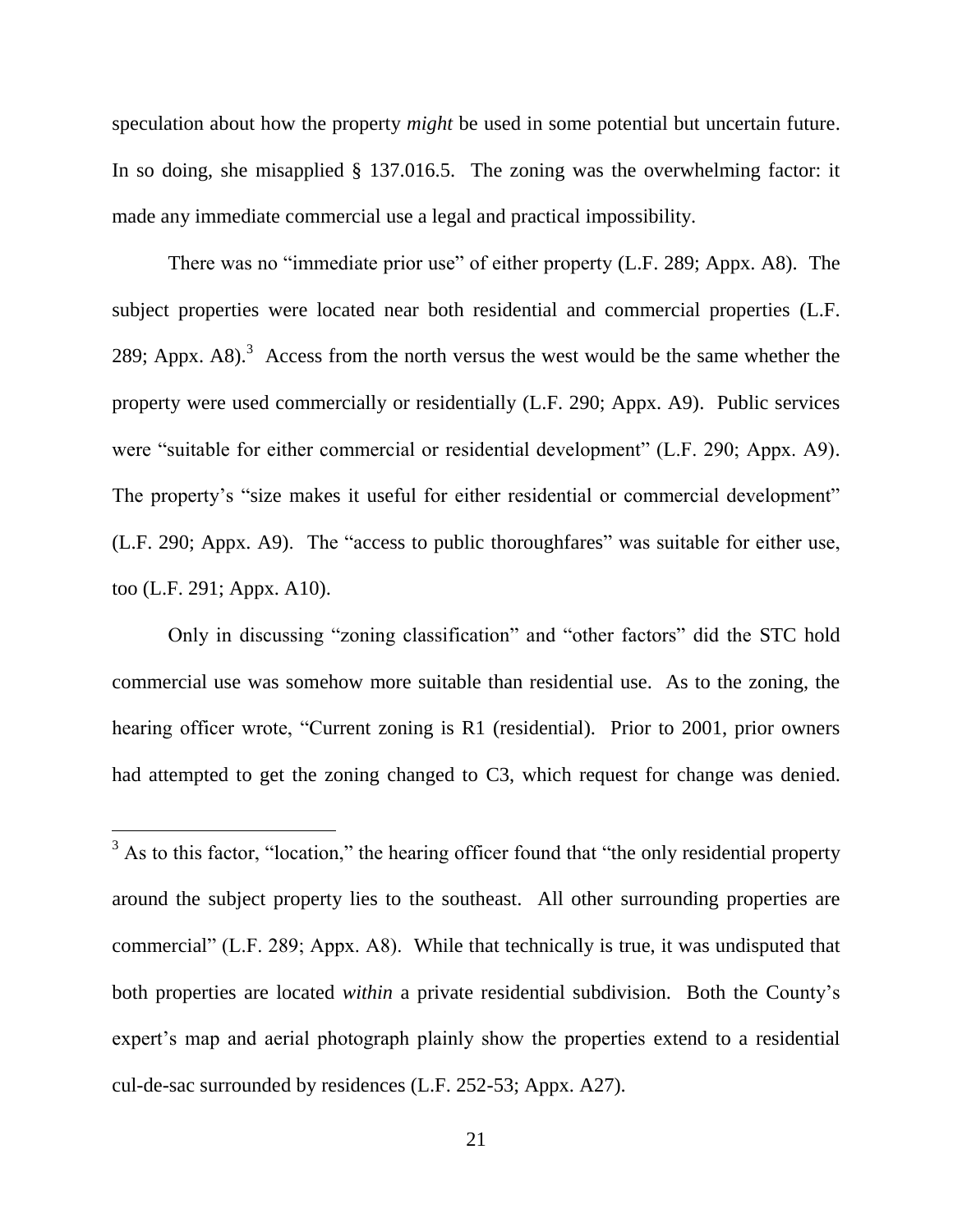speculation about how the property *might* be used in some potential but uncertain future. In so doing, she misapplied § 137.016.5. The zoning was the overwhelming factor: it made any immediate commercial use a legal and practical impossibility.

There was no "immediate prior use" of either property (L.F. 289; Appx. A8). The subject properties were located near both residential and commercial properties (L.F. 289; Appx. A8).[3] Access from the north versus the west would be the same whether the property were used commercially or residentially (L.F. 290; Appx. A9). Public services were "suitable for either commercial or residential development" (L.F. 290; Appx. A9). The property's "size makes it useful for either residential or commercial development" (L.F. 290; Appx. A9). The "access to public thoroughfares" was suitable for either use, too (L.F. 291; Appx. A10).

Only in discussing "zoning classification" and "other factors" did the STC hold commercial use was somehow more suitable than residential use. As to the zoning, the hearing officer wrote, "Current zoning is R1 (residential). Prior to 2001, prior owners had attempted to get the zoning changed to C3, which request for change was denied.

---

[3] As to this factor, "location," the hearing officer found that "the only residential property around the subject property lies to the southeast. All other surrounding properties are commercial" (L.F. 289; Appx. A8). While that technically is true, it was undisputed that both properties are located *within* a private residential subdivision. Both the County's expert's map and aerial photograph plainly show the properties extend to a residential cul-de-sac surrounded by residences (L.F. 252-53; Appx. A27).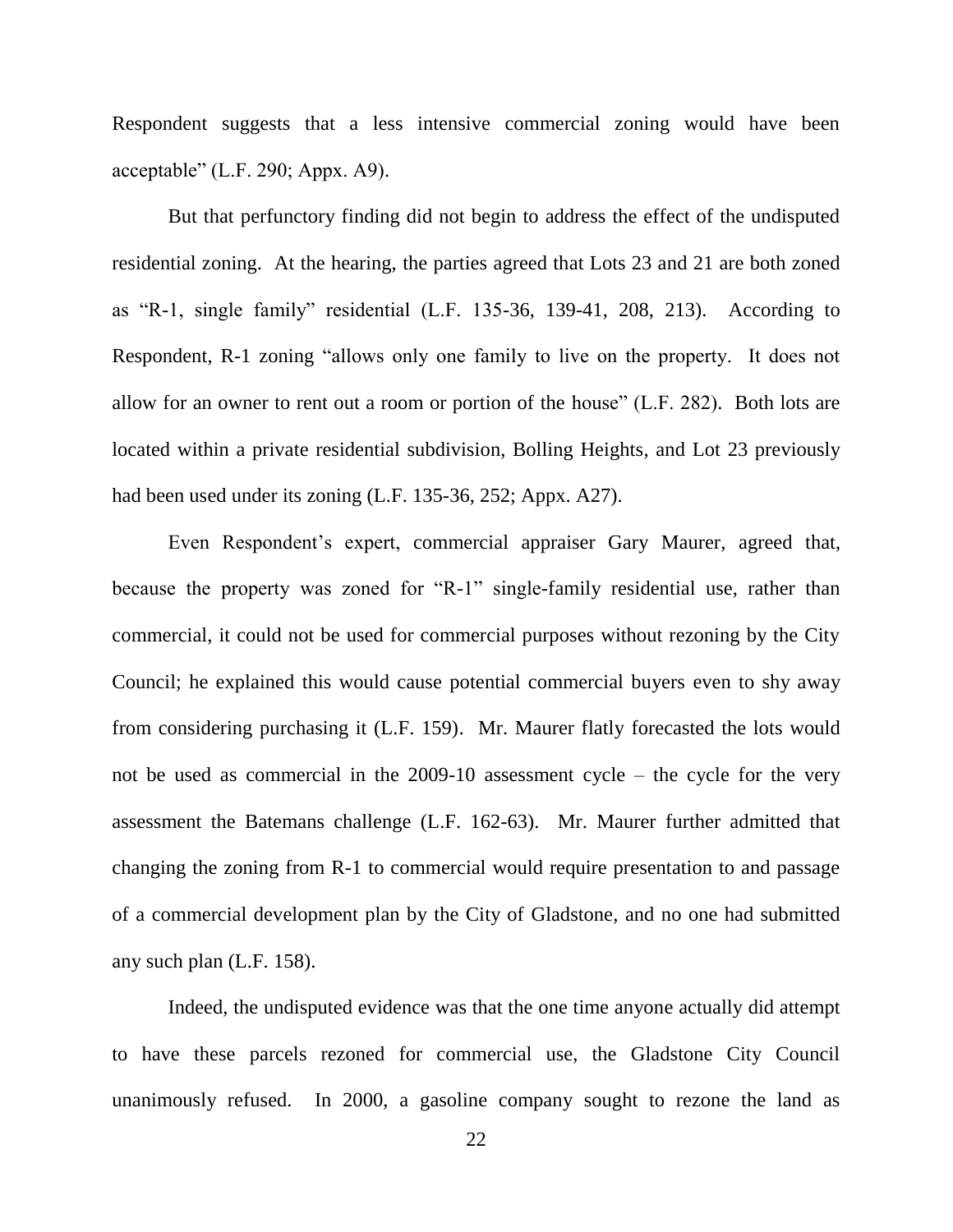Respondent suggests that a less intensive commercial zoning would have been acceptable" (L.F. 290; Appx. A9).

But that perfunctory finding did not begin to address the effect of the undisputed residential zoning. At the hearing, the parties agreed that Lots 23 and 21 are both zoned as "R-1, single family" residential (L.F. 135-36, 139-41, 208, 213). According to Respondent, R-1 zoning "allows only one family to live on the property. It does not allow for an owner to rent out a room or portion of the house" (L.F. 282). Both lots are located within a private residential subdivision, Bolling Heights, and Lot 23 previously had been used under its zoning (L.F. 135-36, 252; Appx. A27).

Even Respondent's expert, commercial appraiser Gary Maurer, agreed that, because the property was zoned for "R-1" single-family residential use, rather than commercial, it could not be used for commercial purposes without rezoning by the City Council; he explained this would cause potential commercial buyers even to shy away from considering purchasing it (L.F. 159). Mr. Maurer flatly forecasted the lots would not be used as commercial in the 2009-10 assessment cycle – the cycle for the very assessment the Batemans challenge (L.F. 162-63). Mr. Maurer further admitted that changing the zoning from R-1 to commercial would require presentation to and passage of a commercial development plan by the City of Gladstone, and no one had submitted any such plan (L.F. 158).

Indeed, the undisputed evidence was that the one time anyone actually did attempt to have these parcels rezoned for commercial use, the Gladstone City Council unanimously refused. In 2000, a gasoline company sought to rezone the land as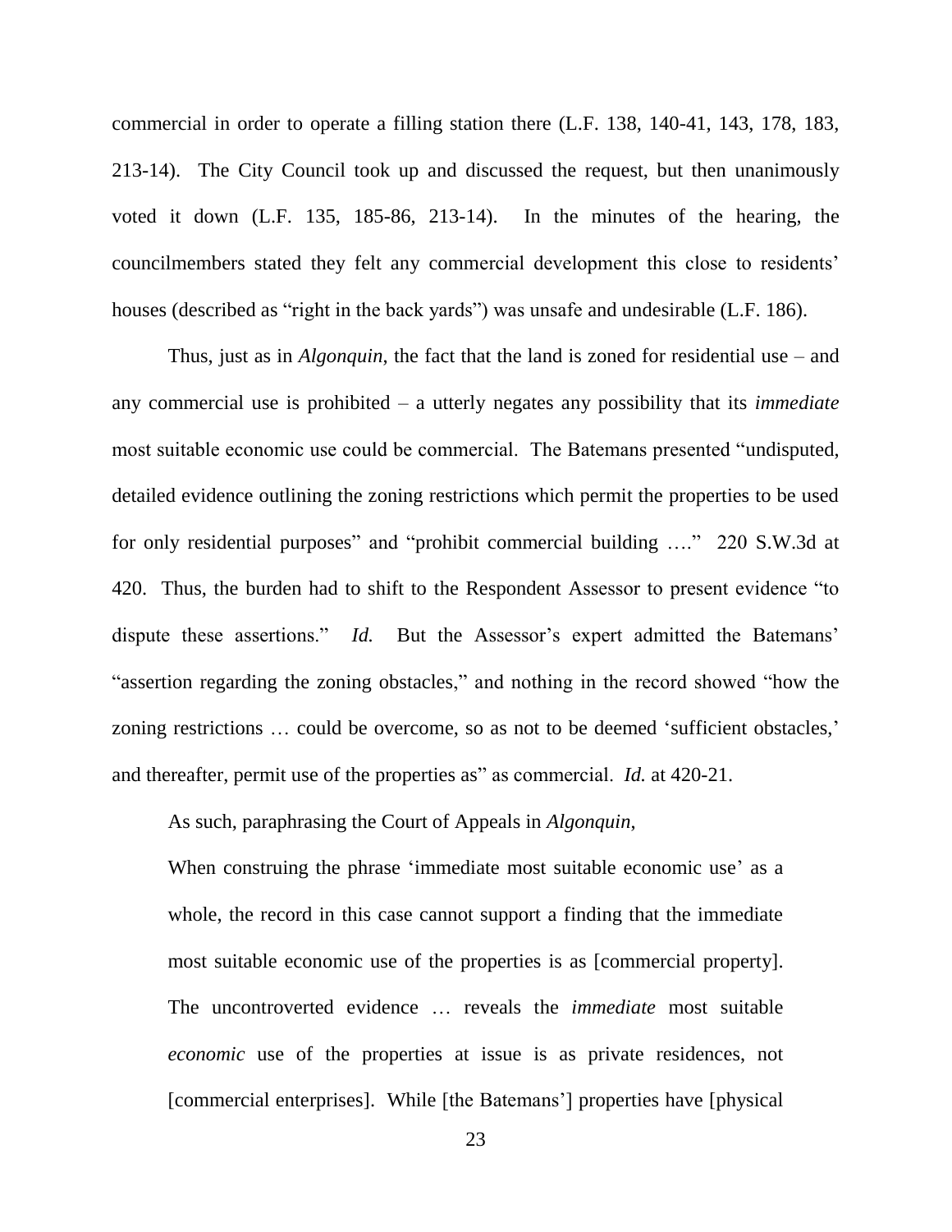commercial in order to operate a filling station there (L.F. 138, 140-41, 143, 178, 183, 213-14). The City Council took up and discussed the request, but then unanimously voted it down (L.F. 135, 185-86, 213-14). In the minutes of the hearing, the councilmembers stated they felt any commercial development this close to residents' houses (described as "right in the back yards") was unsafe and undesirable (L.F. 186).

Thus, just as in *Algonquin*, the fact that the land is zoned for residential use – and any commercial use is prohibited – a utterly negates any possibility that its *immediate* most suitable economic use could be commercial. The Batemans presented "undisputed, detailed evidence outlining the zoning restrictions which permit the properties to be used for only residential purposes" and "prohibit commercial building …." 220 S.W.3d at 420. Thus, the burden had to shift to the Respondent Assessor to present evidence "to dispute these assertions." *Id.* But the Assessor's expert admitted the Batemans' "assertion regarding the zoning obstacles," and nothing in the record showed "how the zoning restrictions … could be overcome, so as not to be deemed 'sufficient obstacles,' and thereafter, permit use of the properties as" as commercial. *Id.* at 420-21.

As such, paraphrasing the Court of Appeals in *Algonquin*,

> When construing the phrase 'immediate most suitable economic use' as a whole, the record in this case cannot support a finding that the immediate most suitable economic use of the properties is as [commercial property]. The uncontroverted evidence … reveals the *immediate* most suitable *economic* use of the properties at issue is as private residences, not [commercial enterprises]. While [the Batemans'] properties have [physical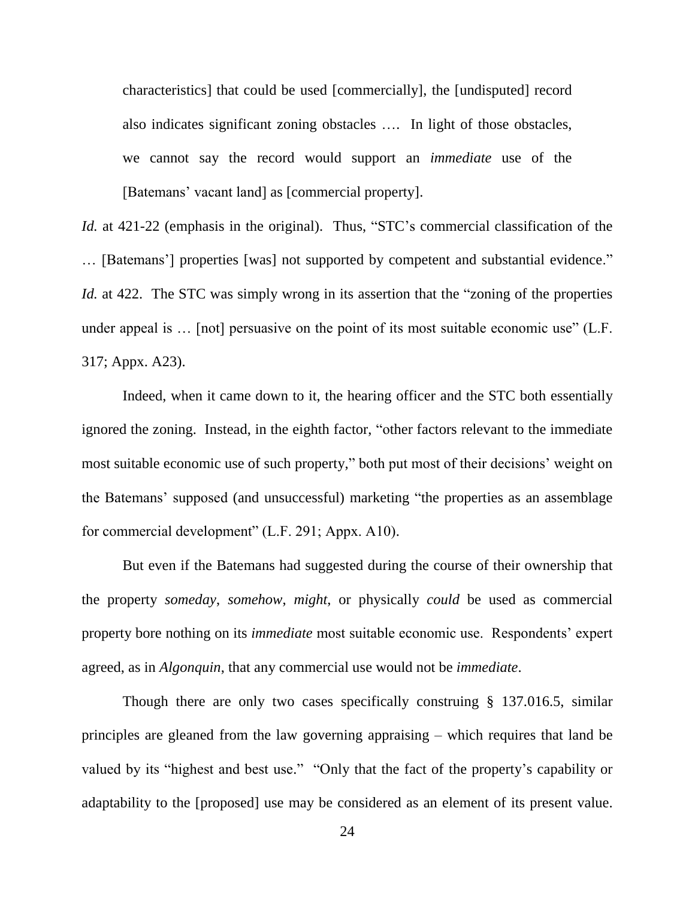> characteristics] that could be used [commercially], the [undisputed] record also indicates significant zoning obstacles …. In light of those obstacles, we cannot say the record would support an *immediate* use of the [Batemans' vacant land] as [commercial property].

*Id.* at 421-22 (emphasis in the original). Thus, "STC's commercial classification of the … [Batemans'] properties [was] not supported by competent and substantial evidence." *Id.* at 422. The STC was simply wrong in its assertion that the "zoning of the properties under appeal is … [not] persuasive on the point of its most suitable economic use" (L.F. 317; Appx. A23).

Indeed, when it came down to it, the hearing officer and the STC both essentially ignored the zoning. Instead, in the eighth factor, "other factors relevant to the immediate most suitable economic use of such property," both put most of their decisions' weight on the Batemans' supposed (and unsuccessful) marketing "the properties as an assemblage for commercial development" (L.F. 291; Appx. A10).

But even if the Batemans had suggested during the course of their ownership that the property *someday*, *somehow*, *might*, or physically *could* be used as commercial property bore nothing on its *immediate* most suitable economic use. Respondents' expert agreed, as in *Algonquin*, that any commercial use would not be *immediate*.

Though there are only two cases specifically construing § 137.016.5, similar principles are gleaned from the law governing appraising – which requires that land be valued by its "highest and best use." "Only that the fact of the property's capability or adaptability to the [proposed] use may be considered as an element of its present value.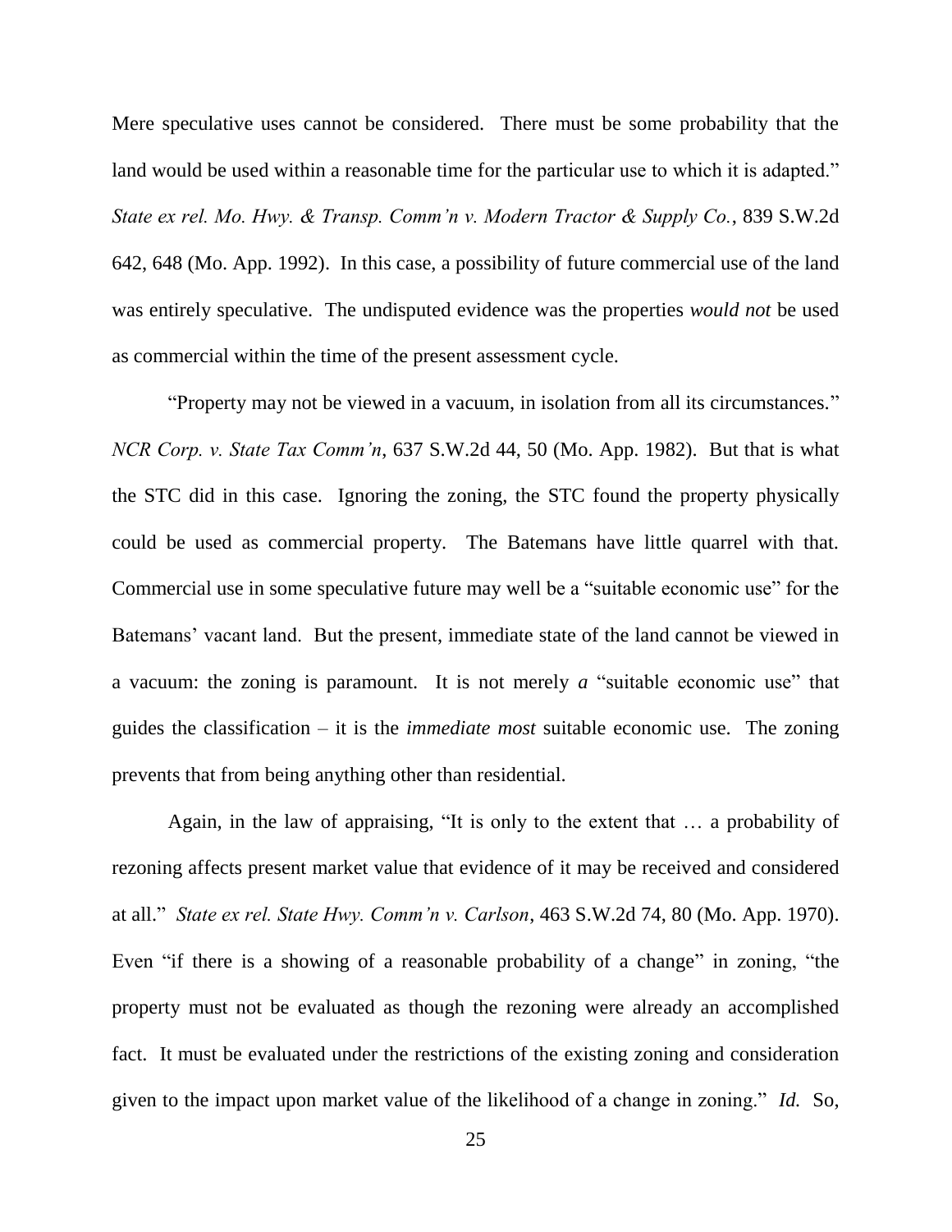Mere speculative uses cannot be considered. There must be some probability that the land would be used within a reasonable time for the particular use to which it is adapted." *State ex rel. Mo. Hwy. & Transp. Comm'n v. Modern Tractor & Supply Co.*, 839 S.W.2d 642, 648 (Mo. App. 1992). In this case, a possibility of future commercial use of the land was entirely speculative. The undisputed evidence was the properties *would not* be used as commercial within the time of the present assessment cycle.

"Property may not be viewed in a vacuum, in isolation from all its circumstances." *NCR Corp. v. State Tax Comm'n*, 637 S.W.2d 44, 50 (Mo. App. 1982). But that is what the STC did in this case. Ignoring the zoning, the STC found the property physically could be used as commercial property. The Batemans have little quarrel with that. Commercial use in some speculative future may well be a "suitable economic use" for the Batemans' vacant land. But the present, immediate state of the land cannot be viewed in a vacuum: the zoning is paramount. It is not merely ***a*** "suitable economic use" that guides the classification – it is the *immediate most* suitable economic use. The zoning prevents that from being anything other than residential.

Again, in the law of appraising, "It is only to the extent that … a probability of rezoning affects present market value that evidence of it may be received and considered at all." *State ex rel. State Hwy. Comm'n v. Carlson*, 463 S.W.2d 74, 80 (Mo. App. 1970). Even "if there is a showing of a reasonable probability of a change" in zoning, "the property must not be evaluated as though the rezoning were already an accomplished fact. It must be evaluated under the restrictions of the existing zoning and consideration given to the impact upon market value of the likelihood of a change in zoning." *Id.* So,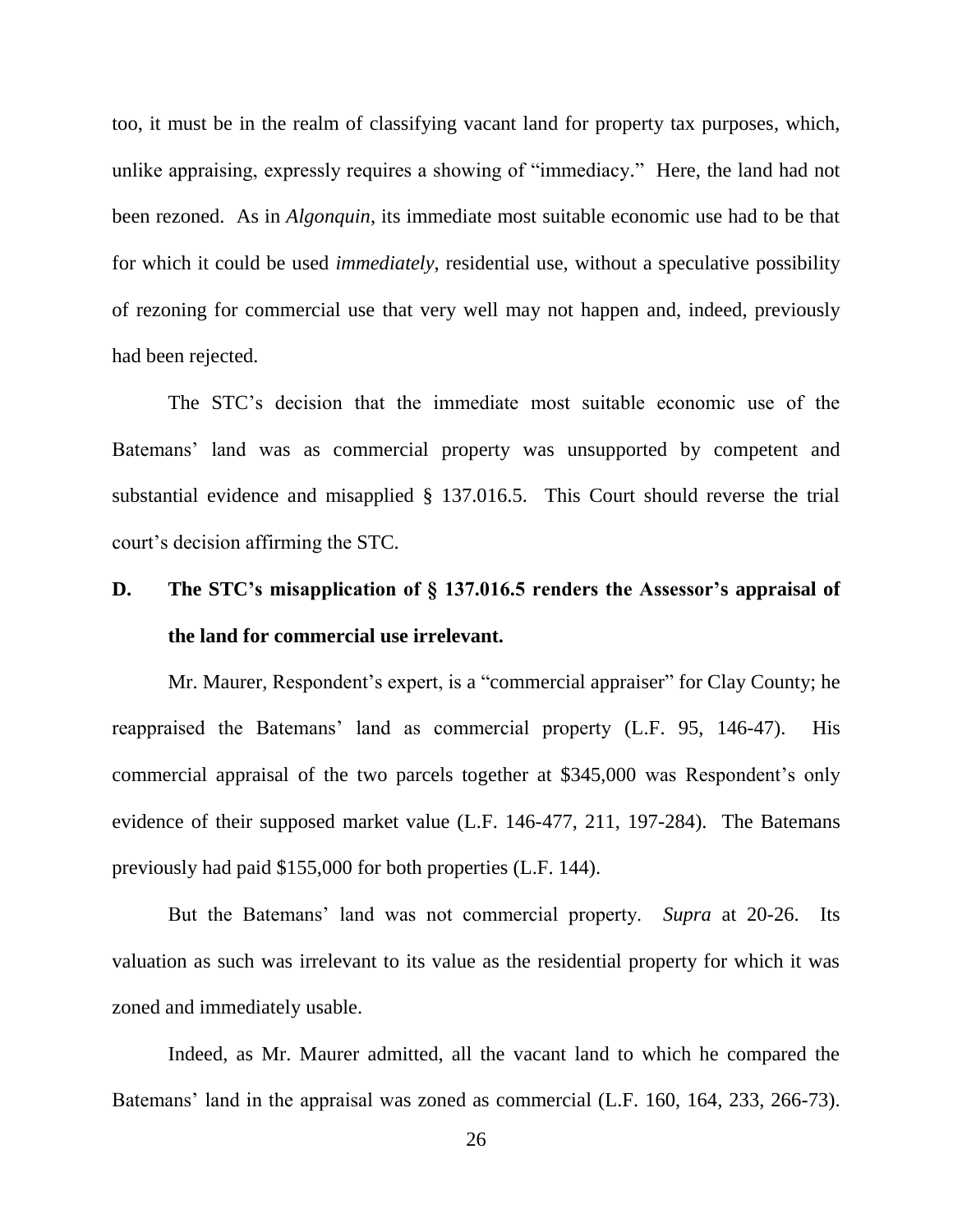too, it must be in the realm of classifying vacant land for property tax purposes, which, unlike appraising, expressly requires a showing of "immediacy." Here, the land had not been rezoned. As in *Algonquin*, its immediate most suitable economic use had to be that for which it could be used *immediately*, residential use, without a speculative possibility of rezoning for commercial use that very well may not happen and, indeed, previously had been rejected.

The STC's decision that the immediate most suitable economic use of the Batemans' land was as commercial property was unsupported by competent and substantial evidence and misapplied § 137.016.5. This Court should reverse the trial court's decision affirming the STC.

### D. The STC's misapplication of § 137.016.5 renders the Assessor's appraisal of the land for commercial use irrelevant.

Mr. Maurer, Respondent's expert, is a "commercial appraiser" for Clay County; he reappraised the Batemans' land as commercial property (L.F. 95, 146-47). His commercial appraisal of the two parcels together at $345,000 was Respondent's only evidence of their supposed market value (L.F. 146-477, 211, 197-284). The Batemans previously had paid $155,000 for both properties (L.F. 144).

But the Batemans' land was not commercial property. *Supra* at 20-26. Its valuation as such was irrelevant to its value as the residential property for which it was zoned and immediately usable.

Indeed, as Mr. Maurer admitted, all the vacant land to which he compared the Batemans' land in the appraisal was zoned as commercial (L.F. 160, 164, 233, 266-73).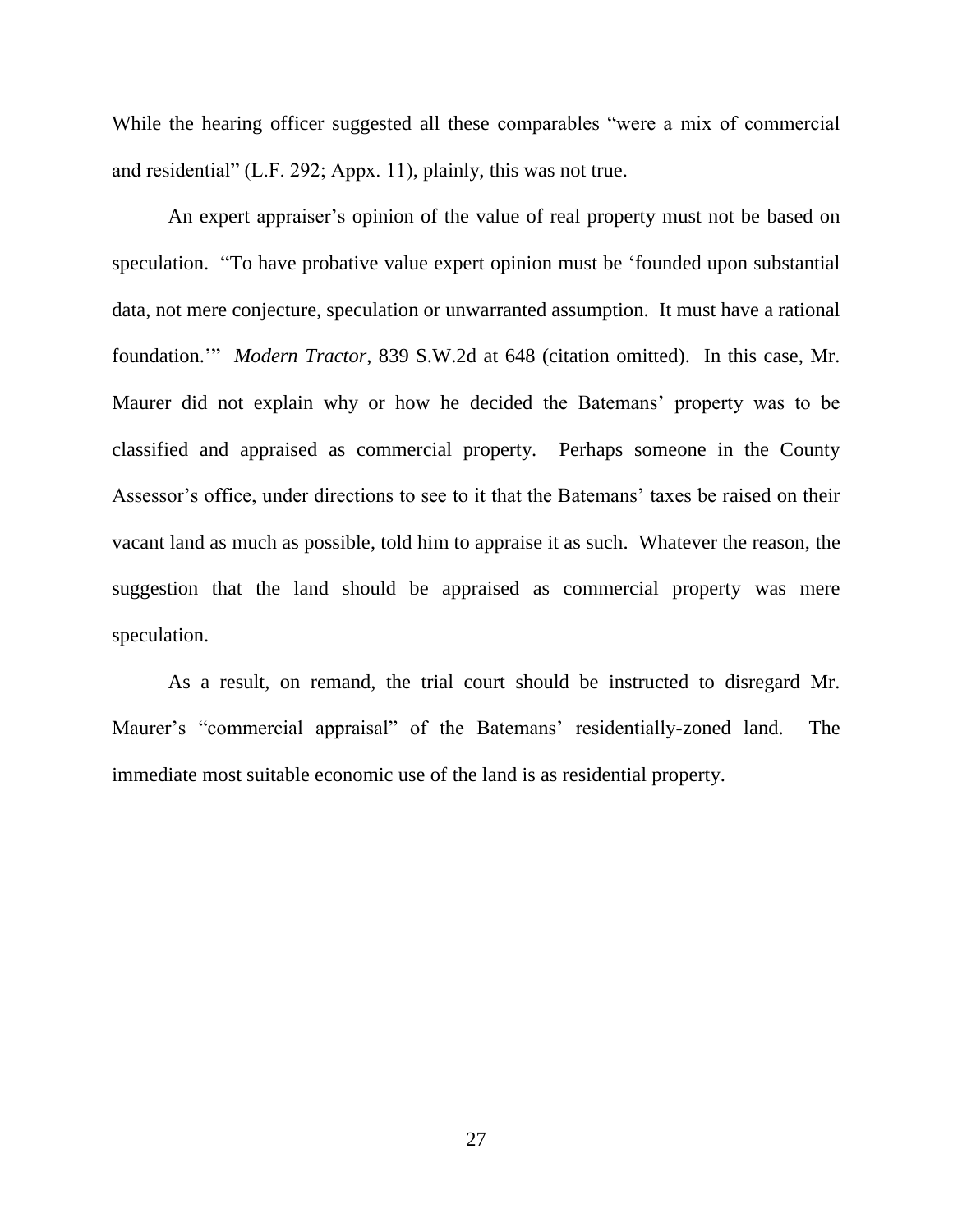While the hearing officer suggested all these comparables "were a mix of commercial and residential" (L.F. 292; Appx. 11), plainly, this was not true.

An expert appraiser's opinion of the value of real property must not be based on speculation. "To have probative value expert opinion must be 'founded upon substantial data, not mere conjecture, speculation or unwarranted assumption. It must have a rational foundation.'" *Modern Tractor*, 839 S.W.2d at 648 (citation omitted). In this case, Mr. Maurer did not explain why or how he decided the Batemans' property was to be classified and appraised as commercial property. Perhaps someone in the County Assessor's office, under directions to see to it that the Batemans' taxes be raised on their vacant land as much as possible, told him to appraise it as such. Whatever the reason, the suggestion that the land should be appraised as commercial property was mere speculation.

As a result, on remand, the trial court should be instructed to disregard Mr. Maurer's "commercial appraisal" of the Batemans' residentially-zoned land. The immediate most suitable economic use of the land is as residential property.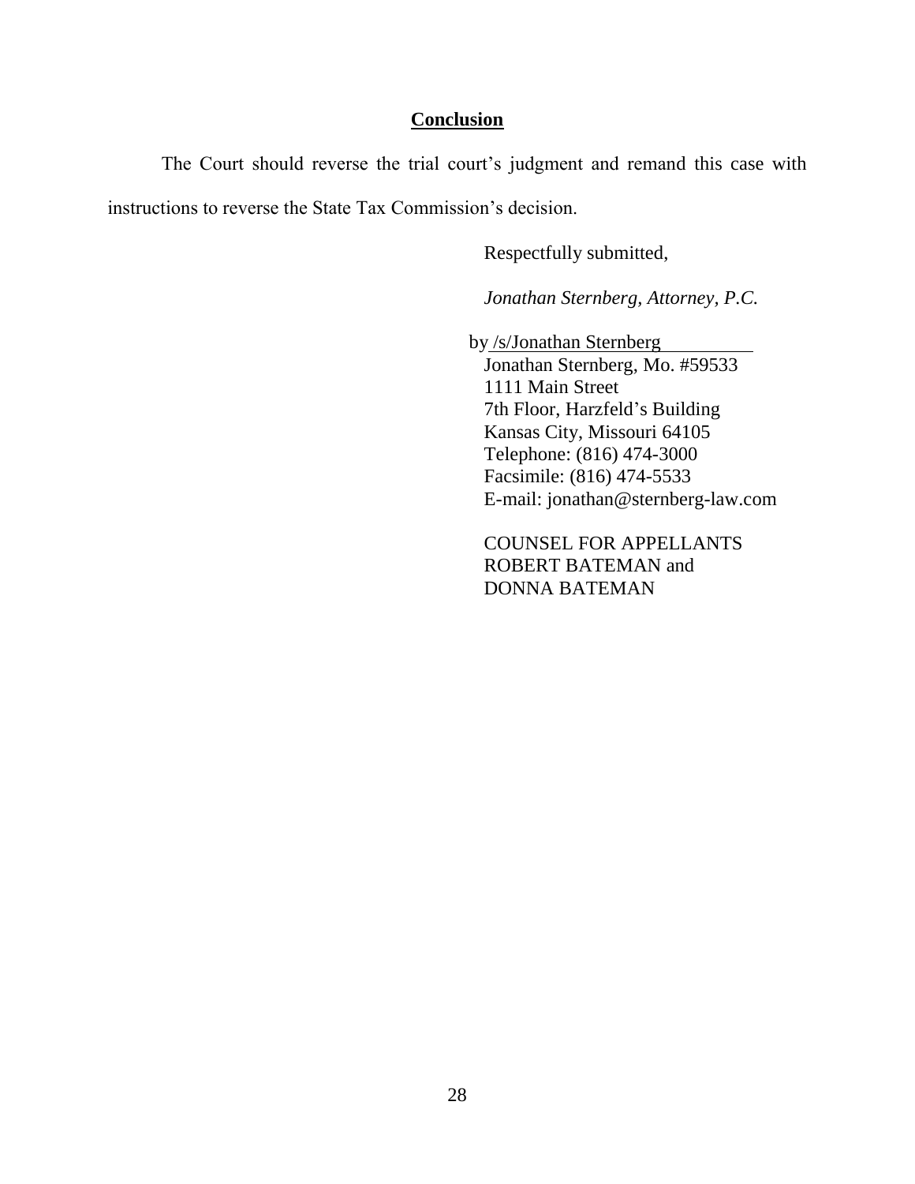## Conclusion

The Court should reverse the trial court's judgment and remand this case with instructions to reverse the State Tax Commission's decision.

Respectfully submitted,

*Jonathan Sternberg, Attorney, P.C.*

by /s/Jonathan Sternberg  
Jonathan Sternberg, Mo. #59533  
1111 Main Street  
7th Floor, Harzfeld's Building  
Kansas City, Missouri 64105  
Telephone: (816) 474-3000  
Facsimile: (816) 474-5533  
E-mail: jonathan@sternberg-law.com

COUNSEL FOR APPELLANTS  
ROBERT BATEMAN and  
DONNA BATEMAN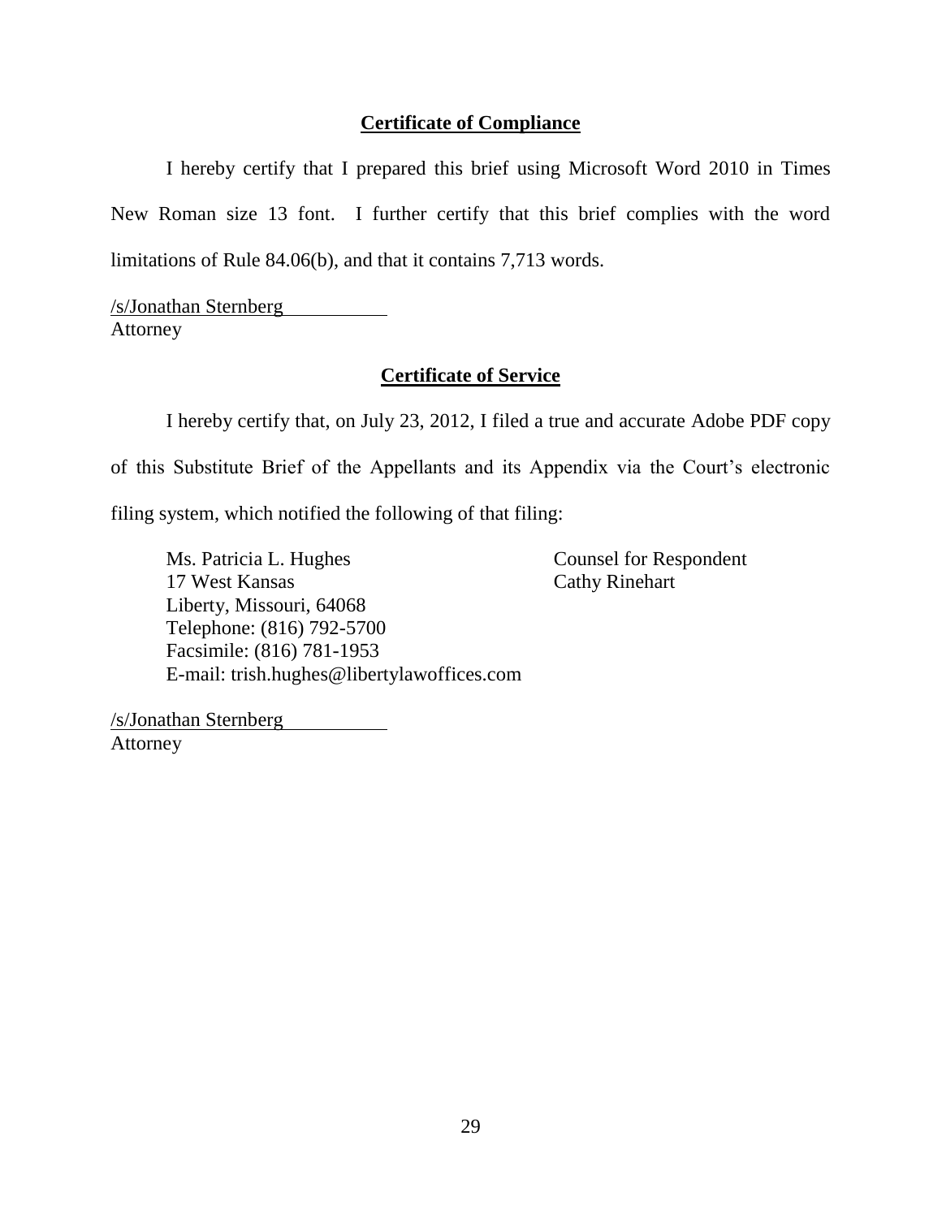## Certificate of Compliance

I hereby certify that I prepared this brief using Microsoft Word 2010 in Times New Roman size 13 font. I further certify that this brief complies with the word limitations of Rule 84.06(b), and that it contains 7,713 words.

/s/Jonathan Sternberg
Attorney

## Certificate of Service

I hereby certify that, on July 23, 2012, I filed a true and accurate Adobe PDF copy of this Substitute Brief of the Appellants and its Appendix via the Court's electronic filing system, which notified the following of that filing:

Ms. Patricia L. Hughes
17 West Kansas
Liberty, Missouri, 64068
Telephone: (816) 792-5700
Facsimile: (816) 781-1953
E-mail: trish.hughes@libertylawoffices.com

Counsel for Respondent
Cathy Rinehart

/s/Jonathan Sternberg
Attorney